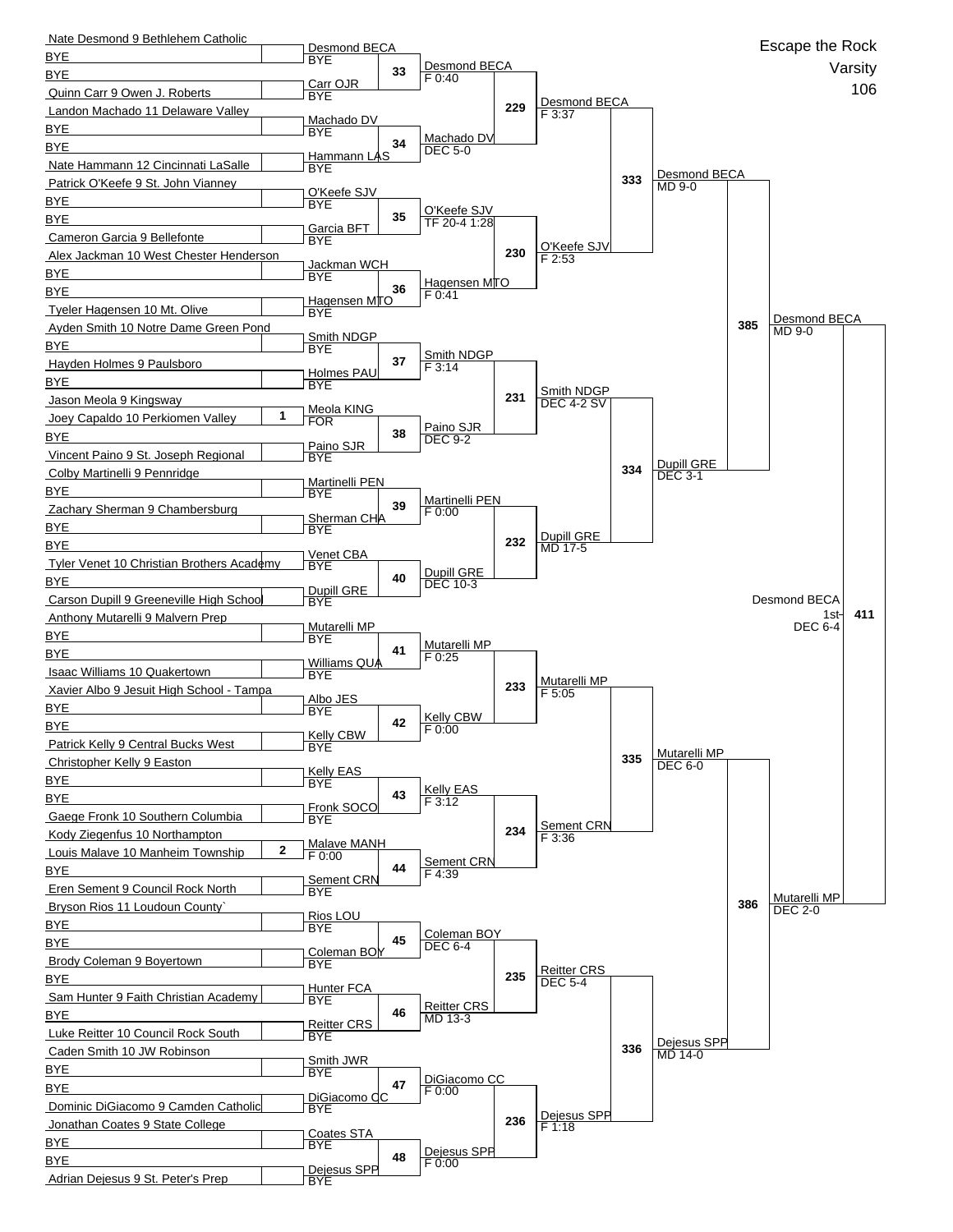# Escape the Rock

Varsity

106

## First Round (Entrants)

| Wrestler | Seed |
|---|---|
| Nate Desmond 9 Bethlehem Catholic | |
| BYE | |
| BYE | |
| Quinn Carr 9 Owen J. Roberts | |
| Landon Machado 11 Delaware Valley | |
| BYE | |
| BYE | |
| Nate Hammann 12 Cincinnati LaSalle | |
| Patrick O'Keefe 9 St. John Vianney | |
| BYE | |
| BYE | |
| Cameron Garcia 9 Bellefonte | |
| Alex Jackman 10 West Chester Henderson | |
| BYE | |
| BYE | |
| Tyeler Hagensen 10 Mt. Olive | |
| Ayden Smith 10 Notre Dame Green Pond | |
| BYE | |
| Hayden Holmes 9 Paulsboro | |
| BYE | |
| Jason Meola 9 Kingsway | |
| Joey Capaldo 10 Perkiomen Valley | 1 |
| BYE | |
| Vincent Paino 9 St. Joseph Regional | |
| Colby Martinelli 9 Pennridge | |
| BYE | |
| Zachary Sherman 9 Chambersburg | |
| BYE | |
| BYE | |
| Tyler Venet 10 Christian Brothers Academy | |
| BYE | |
| Carson Dupill 9 Greeneville High School | |
| Anthony Mutarelli 9 Malvern Prep | |
| BYE | |
| BYE | |
| Isaac Williams 10 Quakertown | |
| Xavier Albo 9 Jesuit High School - Tampa | |
| BYE | |
| BYE | |
| Patrick Kelly 9 Central Bucks West | |
| Christopher Kelly 9 Easton | |
| BYE | |
| BYE | |
| Gaege Fronk 10 Southern Columbia | |
| Kody Ziegenfus 10 Northampton | |
| Louis Malave 10 Manheim Township | 2 |
| BYE | |
| Eren Sement 9 Council Rock North | |
| Bryson Rios 11 Loudoun County` | |
| BYE | |
| BYE | |
| Brody Coleman 9 Boyertown | |
| BYE | |
| Sam Hunter 9 Faith Christian Academy | |
| BYE | |
| Luke Reitter 10 Council Rock South | |
| Caden Smith 10 JW Robinson | |
| BYE | |
| BYE | |
| Dominic DiGiacomo 9 Camden Catholic | |
| Jonathan Coates 9 State College | |
| BYE | |
| BYE | |
| Adrian Dejesus 9 St. Peter's Prep | |

## Second Round

| Winner | Result |
|---|---|
| Desmond BECA | BYE |
| Carr OJR | BYE |
| Machado DV | BYE |
| Hammann LAS | BYE |
| O'Keefe SJV | BYE |
| Garcia BFT | BYE |
| Jackman WCH | BYE |
| Hagensen MTO | BYE |
| Smith NDGP | BYE |
| Holmes PAU | BYE |
| Meola KING | FOR |
| Paino SJR | BYE |
| Martinelli PEN | BYE |
| Sherman CHA | BYE |
| Venet CBA | BYE |
| Dupill GRE | BYE |
| Mutarelli MP | BYE |
| Williams QUA | BYE |
| Albo JES | BYE |
| Kelly CBW | BYE |
| Kelly EAS | BYE |
| Fronk SOCO | BYE |
| Malave MANH | F 0:00 |
| Sement CRN | BYE |
| Rios LOU | BYE |
| Coleman BOY | BYE |
| Hunter FCA | BYE |
| Reitter CRS | BYE |
| Smith JWR | BYE |
| DiGiacomo CC | BYE |
| Coates STA | BYE |
| Dejesus SPP | BYE |

## Third Round

| Bout | Winner | Result |
|---|---|---|
| 33 | Desmond BECA | F 0:40 |
| 34 | Machado DV | DEC 5-0 |
| 35 | O'Keefe SJV | TF 20-4 1:28 |
| 36 | Hagensen MTO | F 0:41 |
| 37 | Smith NDGP | F 3:14 |
| 38 | Paino SJR | DEC 9-2 |
| 39 | Martinelli PEN | F 0:00 |
| 40 | Dupill GRE | DEC 10-3 |
| 41 | Mutarelli MP | F 0:25 |
| 42 | Kelly CBW | F 0:00 |
| 43 | Kelly EAS | F 3:12 |
| 44 | Sement CRN | F 4:39 |
| 45 | Coleman BOY | DEC 6-4 |
| 46 | Reitter CRS | MD 13-3 |
| 47 | DiGiacomo CC | F 0:00 |
| 48 | Dejesus SPP | F 0:00 |

## Quarterfinals

| Bout | Winner | Result |
|---|---|---|
| 229 | Desmond BECA | F 3:37 |
| 230 | O'Keefe SJV | F 2:53 |
| 231 | Smith NDGP | DEC 4-2 SV |
| 232 | Dupill GRE | MD 17-5 |
| 233 | Mutarelli MP | F 5:05 |
| 234 | Sement CRN | F 3:36 |
| 235 | Reitter CRS | DEC 5-4 |
| 236 | Dejesus SPP | F 1:18 |

## Semifinals

| Bout | Winner | Result |
|---|---|---|
| 333 | Desmond BECA | MD 9-0 |
| 334 | Dupill GRE | DEC 3-1 |
| 335 | Mutarelli MP | DEC 6-0 |
| 336 | Dejesus SPP | MD 14-0 |

## Finals

| Bout | Winner | Result |
|---|---|---|
| 385 | Desmond BECA | MD 9-0 |
| 386 | Mutarelli MP | DEC 2-0 |

## Championship

| Bout | Winner | Place | Result |
|---|---|---|---|
| 411 | Desmond BECA | 1st | DEC 6-4 |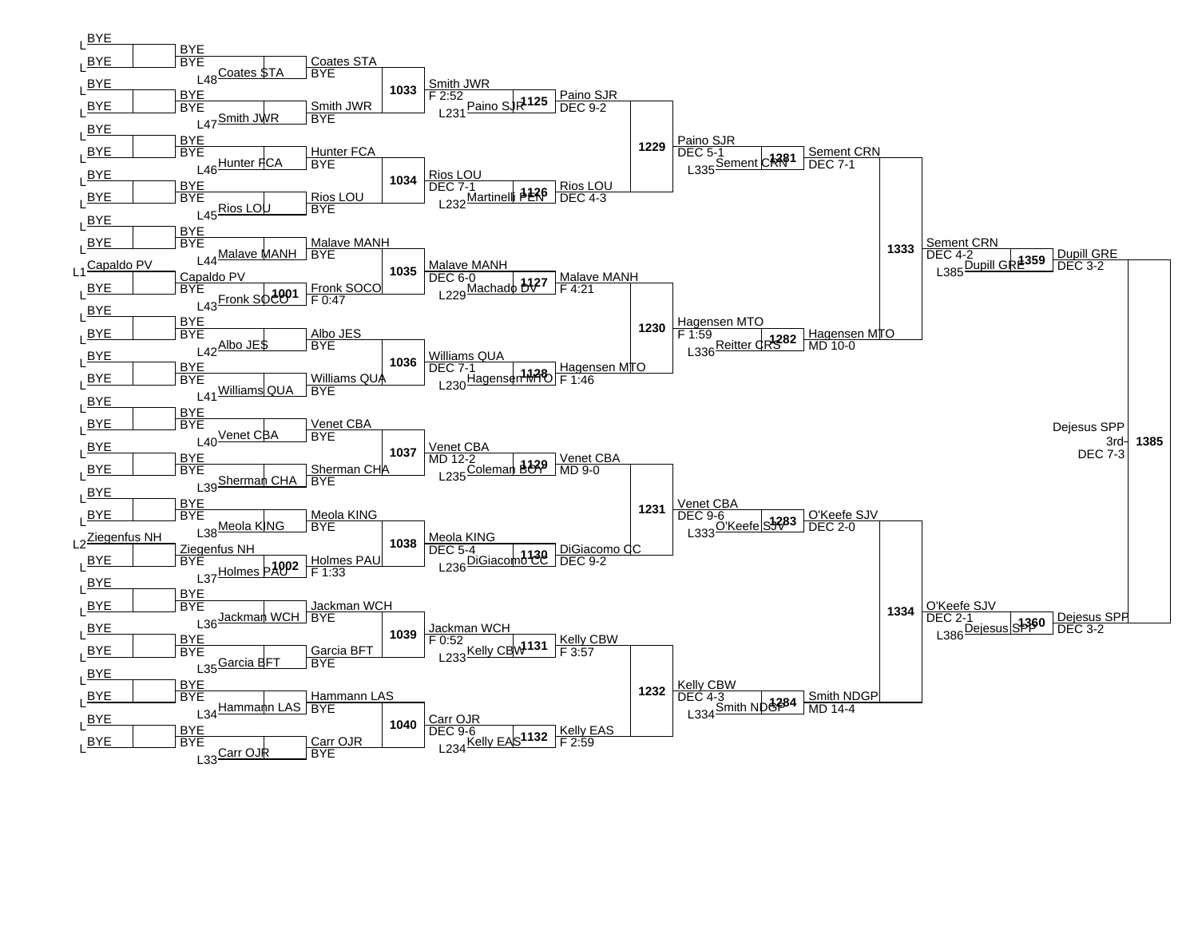| Bout | Wrestler 1 | Wrestler 2 | Winner | Result |
|---|---|---|---|---|
| | BYE | L48 Coates STA | Coates STA | BYE |
| | BYE | L47 Smith JWR | Smith JWR | BYE |
| | BYE | L46 Hunter FCA | Hunter FCA | BYE |
| | BYE | L45 Rios LOU | Rios LOU | BYE |
| | BYE | L44 Malave MANH | Malave MANH | BYE |
| 1001 | Capaldo PV (L1) | L43 Fronk SOCO | Fronk SOCO | F 0:47 |
| | BYE | L42 Albo JES | Albo JES | BYE |
| | BYE | L41 Williams QUA | Williams QUA | BYE |
| | BYE | L40 Venet CBA | Venet CBA | BYE |
| | BYE | L39 Sherman CHA | Sherman CHA | BYE |
| | BYE | L38 Meola KING | Meola KING | BYE |
| 1002 | Ziegenfus NH (L2) | L37 Holmes PAU | Holmes PAU | F 1:33 |
| | BYE | L36 Jackman WCH | Jackman WCH | BYE |
| | BYE | L35 Garcia BFT | Garcia BFT | BYE |
| | BYE | L34 Hammann LAS | Hammann LAS | BYE |
| | BYE | L33 Carr OJR | Carr OJR | BYE |
| 1033 | Coates STA | Smith JWR | Smith JWR | F 2:52 |
| 1034 | Hunter FCA | Rios LOU | Rios LOU | DEC 7-1 |
| 1035 | Malave MANH | Fronk SOCO | Malave MANH | DEC 6-0 |
| 1036 | Albo JES | Williams QUA | Williams QUA | DEC 7-1 |
| 1037 | Venet CBA | Sherman CHA | Venet CBA | MD 12-2 |
| 1038 | Meola KING | Holmes PAU | Meola KING | DEC 5-4 |
| 1039 | Jackman WCH | Garcia BFT | Jackman WCH | F 0:52 |
| 1040 | Hammann LAS | Carr OJR | Carr OJR | DEC 9-6 |
| 1125 | Smith JWR | L231 Paino SJR | Paino SJR | DEC 9-2 |
| 1126 | Rios LOU | L232 Martinelli PEN | Rios LOU | DEC 4-3 |
| 1127 | Malave MANH | L229 Machado DV | Malave MANH | F 4:21 |
| 1128 | Williams QUA | L230 Hagensen MTO | Hagensen MTO | F 1:46 |
| 1129 | Venet CBA | L235 Coleman BOY | Venet CBA | MD 9-0 |
| 1130 | Meola KING | L236 DiGiacomo CC | DiGiacomo CC | DEC 9-2 |
| 1131 | Jackman WCH | L233 Kelly CBW | Kelly CBW | F 3:57 |
| 1132 | Carr OJR | L234 Kelly EAS | Kelly EAS | F 2:59 |
| 1229 | Paino SJR | Rios LOU | Paino SJR | DEC 5-1 |
| 1230 | Malave MANH | Hagensen MTO | Hagensen MTO | F 1:59 |
| 1231 | Venet CBA | DiGiacomo CC | Venet CBA | DEC 9-6 |
| 1232 | Kelly CBW | Kelly EAS | Kelly CBW | DEC 4-3 |
| 1281 | Paino SJR | L335 Sement CRN | Sement CRN | DEC 7-1 |
| 1282 | Hagensen MTO | L336 Reitter CRS | Hagensen MTO | MD 10-0 |
| 1283 | Venet CBA | L333 O'Keefe SJV | O'Keefe SJV | DEC 2-0 |
| 1284 | Kelly CBW | L334 Smith NDGP | Smith NDGP | MD 14-4 |
| 1333 | Sement CRN | Hagensen MTO | Sement CRN | DEC 4-2 |
| 1334 | O'Keefe SJV | Smith NDGP | O'Keefe SJV | DEC 2-1 |
| 1359 | Sement CRN | L385 Dupill GRE | Dupill GRE | DEC 3-2 |
| 1360 | O'Keefe SJV | L386 Dejesus SPP | Dejesus SPP | DEC 3-2 |
| 1385 | Dupill GRE | Dejesus SPP | Dejesus SPP (3rd) | DEC 7-3 |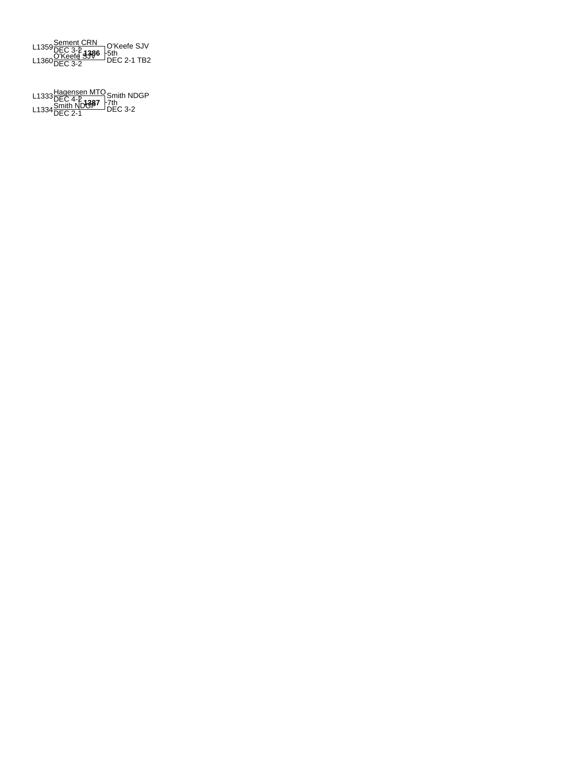L1359 Sement CRN
DEC 3-2

**1386**

L1360 O'Keefe SJV
DEC 3-2

O'Keefe SJV
5th
DEC 2-1 TB2

L1333 Hagensen MTO
DEC 4-2

**1387**

L1334 Smith NDGP
DEC 2-1

Smith NDGP
7th
DEC 3-2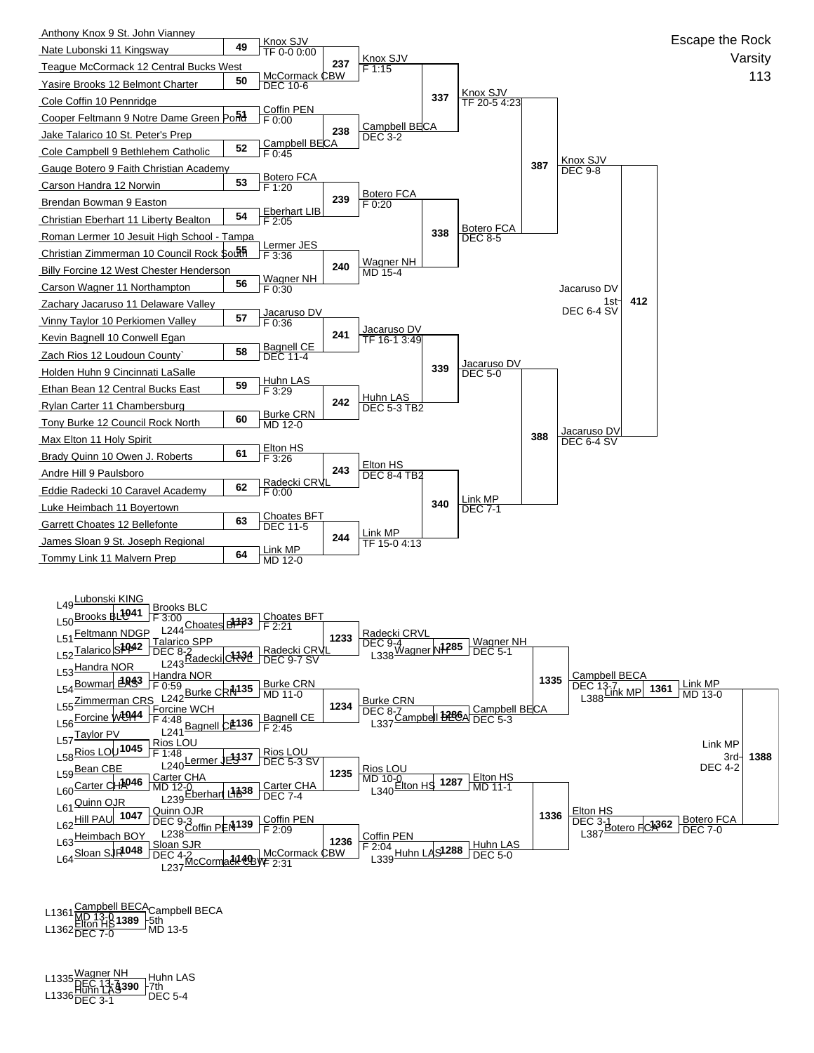# Escape the Rock

Varsity

113

## Championship Bracket

### First Round

| Bout | Wrestler 1 | Wrestler 2 | Winner | Result |
|---|---|---|---|---|
| 49 | Anthony Knox 9 St. John Vianney | Nate Lubonski 11 Kingsway | Knox SJV | TF 0-0 0:00 |
| 50 | Teague McCormack 12 Central Bucks West | Yasire Brooks 12 Belmont Charter | McCormack CBW | DEC 10-6 |
| 51 | Cole Coffin 10 Pennridge | Cooper Feltmann 9 Notre Dame Green Pond | Coffin PEN | F 0:00 |
| 52 | Jake Talarico 10 St. Peter's Prep | Cole Campbell 9 Bethlehem Catholic | Campbell BECA | F 0:45 |
| 53 | Gauge Botero 9 Faith Christian Academy | Carson Handra 12 Norwin | Botero FCA | F 1:20 |
| 54 | Brendan Bowman 9 Easton | Christian Eberhart 11 Liberty Bealton | Eberhart LIB | F 2:05 |
| 55 | Roman Lermer 10 Jesuit High School - Tampa | Christian Zimmerman 10 Council Rock South | Lermer JES | F 3:36 |
| 56 | Billy Forcine 12 West Chester Henderson | Carson Wagner 11 Northampton | Wagner NH | F 0:30 |
| 57 | Zachary Jacaruso 11 Delaware Valley | Vinny Taylor 10 Perkiomen Valley | Jacaruso DV | F 0:36 |
| 58 | Kevin Bagnell 10 Conwell Egan | Zach Rios 12 Loudoun County` | Bagnell CE | DEC 11-4 |
| 59 | Holden Huhn 9 Cincinnati LaSalle | Ethan Bean 12 Central Bucks East | Huhn LAS | F 3:29 |
| 60 | Rylan Carter 11 Chambersburg | Tony Burke 12 Council Rock North | Burke CRN | MD 12-0 |
| 61 | Max Elton 11 Holy Spirit | Brady Quinn 10 Owen J. Roberts | Elton HS | F 3:26 |
| 62 | Andre Hill 9 Paulsboro | Eddie Radecki 10 Caravel Academy | Radecki CRVL | F 0:00 |
| 63 | Luke Heimbach 11 Boyertown | Garrett Choates 12 Bellefonte | Choates BFT | DEC 11-5 |
| 64 | James Sloan 9 St. Joseph Regional | Tommy Link 11 Malvern Prep | Link MP | MD 12-0 |

### Second Round

| Bout | Winner | Result |
|---|---|---|
| 237 | Knox SJV | F 1:15 |
| 238 | Campbell BECA | DEC 3-2 |
| 239 | Botero FCA | F 0:20 |
| 240 | Wagner NH | MD 15-4 |
| 241 | Jacaruso DV | TF 16-1 3:49 |
| 242 | Huhn LAS | DEC 5-3 TB2 |
| 243 | Elton HS | DEC 8-4 TB2 |
| 244 | Link MP | TF 15-0 4:13 |

### Quarterfinals

| Bout | Winner | Result |
|---|---|---|
| 337 | Knox SJV | TF 20-5 4:23 |
| 338 | Botero FCA | DEC 8-5 |
| 339 | Jacaruso DV | DEC 5-0 |
| 340 | Link MP | DEC 7-1 |

### Semifinals

| Bout | Winner | Result |
|---|---|---|
| 387 | Knox SJV | DEC 9-8 |
| 388 | Jacaruso DV | DEC 6-4 SV |

### Final

| Bout | Winner | Result |
|---|---|---|
| 412 | Jacaruso DV 1st | DEC 6-4 SV |

## Consolation Bracket

### Consolation Round 1

| Bout | Wrestler 1 | Wrestler 2 | Winner | Result |
|---|---|---|---|---|
| 1041 | L49 Lubonski KING | L50 Brooks BLC | Brooks BLC | F 3:00 |
| 1042 | L51 Feltmann NDGP | L52 Talarico SPP | Talarico SPP | DEC 8-2 |
| 1043 | L53 Handra NOR | L54 Bowman EAS | Handra NOR | F 0:59 |
| 1044 | L55 Zimmerman CRS | L56 Forcine WCH | Forcine WCH | F 4:48 |
| 1045 | L57 Taylor PV | L58 Rios LOU | Rios LOU | F 1:48 |
| 1046 | L59 Bean CBE | L60 Carter CHA | Carter CHA | MD 12-0 |
| 1047 | L61 Quinn OJR | L62 Hill PAU | Quinn OJR | DEC 9-3 |
| 1048 | L63 Heimbach BOY | L64 Sloan SJR | Sloan SJR | DEC 4-2 |

### Consolation Round 2

| Bout | Wrestler 1 | Wrestler 2 | Winner | Result |
|---|---|---|---|---|
| 1133 | Brooks BLC | L244 Choates BFT | Choates BFT | F 2:21 |
| 1134 | Talarico SPP | L243 Radecki CRVL | Radecki CRVL | DEC 9-7 SV |
| 1135 | Handra NOR | L242 Burke CRN | Burke CRN | MD 11-0 |
| 1136 | Forcine WCH | L241 Bagnell CE | Bagnell CE | F 2:45 |
| 1137 | Rios LOU | L240 Lermer JES | Rios LOU | DEC 5-3 SV |
| 1138 | Carter CHA | L239 Eberhart LIB | Carter CHA | DEC 7-4 |
| 1139 | Quinn OJR | L238 Coffin PEN | Coffin PEN | F 2:09 |
| 1140 | Sloan SJR | L237 McCormack CBW | McCormack CBW | F 2:31 |

### Consolation Round 3

| Bout | Winner | Result |
|---|---|---|
| 1233 | Radecki CRVL | DEC 9-4 |
| 1234 | Burke CRN | DEC 8-7 |
| 1235 | Rios LOU | MD 10-0 |
| 1236 | Coffin PEN | F 2:04 |

### Consolation Round 4

| Bout | Wrestler 1 | Wrestler 2 | Winner | Result |
|---|---|---|---|---|
| 1285 | Radecki CRVL | L338 Wagner NH | Wagner NH | DEC 5-1 |
| 1286 | Burke CRN | L337 Campbell BECA | Campbell BECA | DEC 5-3 |
| 1287 | Rios LOU | L340 Elton HS | Elton HS | MD 11-1 |
| 1288 | Coffin PEN | L339 Huhn LAS | Huhn LAS | DEC 5-0 |

### Consolation Quarterfinals

| Bout | Winner | Result |
|---|---|---|
| 1335 | Campbell BECA | DEC 13-7 |
| 1336 | Elton HS | DEC 3-1 |

### Consolation Semifinals

| Bout | Wrestler 1 | Wrestler 2 | Winner | Result |
|---|---|---|---|---|
| 1361 | Campbell BECA | L388 Link MP | Link MP | MD 13-0 |
| 1362 | Elton HS | L387 Botero FCA | Botero FCA | DEC 7-0 |

### 3rd Place

| Bout | Winner | Result |
|---|---|---|
| 1388 | Link MP 3rd | DEC 4-2 |

### 5th Place

| Bout | Wrestler 1 | Wrestler 2 | Winner | Result |
|---|---|---|---|---|
| 1389 | L1361 Campbell BECA (MD 13-0) | L1362 Elton HS (DEC 7-0) | Campbell BECA 5th | MD 13-5 |

### 7th Place

| Bout | Wrestler 1 | Wrestler 2 | Winner | Result |
|---|---|---|---|---|
| 1390 | L1335 Wagner NH (DEC 13-7) | L1336 Huhn LAS (DEC 3-1) | Huhn LAS 7th | DEC 5-4 |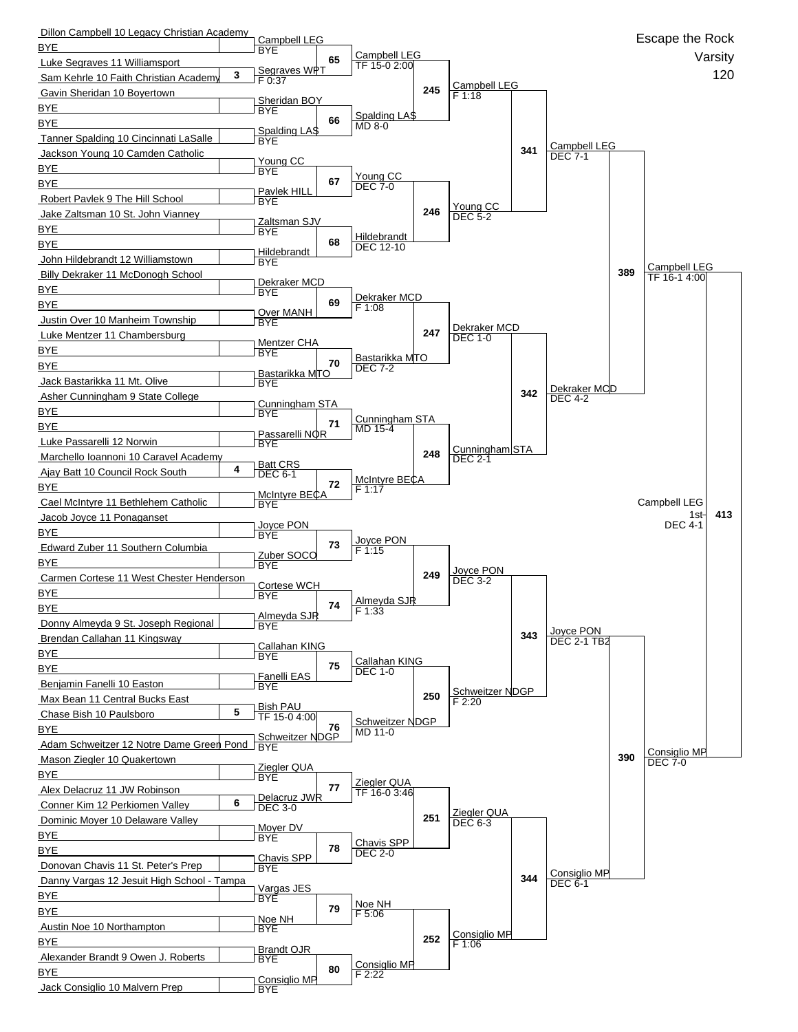# Escape the Rock

Varsity

120

## First Round (Bouts 1–32)

| Wrestler | Seed | Result |
|---|---|---|
| Dillon Campbell 10 Legacy Christian Academy | | Campbell LEG |
| BYE | | BYE |
| Luke Segraves 11 Williamsport | | Segraves WPT |
| Sam Kehrle 10 Faith Christian Academy | 3 | F 0:37 |
| Gavin Sheridan 10 Boyertown | | Sheridan BOY |
| BYE | | BYE |
| BYE | | Spalding LAS |
| Tanner Spalding 10 Cincinnati LaSalle | | BYE |
| Jackson Young 10 Camden Catholic | | Young CC |
| BYE | | BYE |
| BYE | | Pavlek HILL |
| Robert Pavlek 9 The Hill School | | BYE |
| Jake Zaltsman 10 St. John Vianney | | Zaltsman SJV |
| BYE | | BYE |
| BYE | | Hildebrandt |
| John Hildebrandt 12 Williamstown | | BYE |
| Billy Dekraker 11 McDonogh School | | Dekraker MCD |
| BYE | | BYE |
| BYE | | Over MANH |
| Justin Over 10 Manheim Township | | BYE |
| Luke Mentzer 11 Chambersburg | | Mentzer CHA |
| BYE | | BYE |
| BYE | | Bastarikka MTO |
| Jack Bastarikka 11 Mt. Olive | | BYE |
| Asher Cunningham 9 State College | | Cunningham STA |
| BYE | | BYE |
| BYE | | Passarelli NOR |
| Luke Passarelli 12 Norwin | | BYE |
| Marchello Ioannoni 10 Caravel Academy | | Batt CRS |
| Ajay Batt 10 Council Rock South | 4 | DEC 6-1 |
| BYE | | McIntyre BECA |
| Cael McIntyre 11 Bethlehem Catholic | | BYE |
| Jacob Joyce 11 Ponaganset | | Joyce PON |
| BYE | | BYE |
| Edward Zuber 11 Southern Columbia | | Zuber SOCO |
| BYE | | BYE |
| Carmen Cortese 11 West Chester Henderson | | Cortese WCH |
| BYE | | BYE |
| BYE | | Almeyda SJR |
| Donny Almeyda 9 St. Joseph Regional | | BYE |
| Brendan Callahan 11 Kingsway | | Callahan KING |
| BYE | | BYE |
| BYE | | Fanelli EAS |
| Benjamin Fanelli 10 Easton | | BYE |
| Max Bean 11 Central Bucks East | | Bish PAU |
| Chase Bish 10 Paulsboro | 5 | TF 15-0 4:00 |
| BYE | | Schweitzer NDGP |
| Adam Schweitzer 12 Notre Dame Green Pond | | BYE |
| Mason Ziegler 10 Quakertown | | Ziegler QUA |
| BYE | | BYE |
| Alex Delacruz 11 JW Robinson | | Delacruz JWR |
| Conner Kim 12 Perkiomen Valley | 6 | DEC 3-0 |
| Dominic Moyer 10 Delaware Valley | | Moyer DV |
| BYE | | BYE |
| BYE | | Chavis SPP |
| Donovan Chavis 11 St. Peter's Prep | | BYE |
| Danny Vargas 12 Jesuit High School - Tampa | | Vargas JES |
| BYE | | BYE |
| BYE | | Noe NH |
| Austin Noe 10 Northampton | | BYE |
| BYE | | Brandt OJR |
| Alexander Brandt 9 Owen J. Roberts | | BYE |
| BYE | | Consiglio MP |
| Jack Consiglio 10 Malvern Prep | | BYE |

## Second Round

| Bout | Winner | Result |
|---|---|---|
| 65 | Campbell LEG | TF 15-0 2:00 |
| 66 | Spalding LAS | MD 8-0 |
| 67 | Young CC | DEC 7-0 |
| 68 | Hildebrandt | DEC 12-10 |
| 69 | Dekraker MCD | F 1:08 |
| 70 | Bastarikka MTO | DEC 7-2 |
| 71 | Cunningham STA | MD 15-4 |
| 72 | McIntyre BECA | F 1:17 |
| 73 | Joyce PON | F 1:15 |
| 74 | Almeyda SJR | F 1:33 |
| 75 | Callahan KING | DEC 1-0 |
| 76 | Schweitzer NDGP | MD 11-0 |
| 77 | Ziegler QUA | TF 16-0 3:46 |
| 78 | Chavis SPP | DEC 2-0 |
| 79 | Noe NH | F 5:06 |
| 80 | Consiglio MP | F 2:22 |

## Third Round

| Bout | Winner | Result |
|---|---|---|
| 245 | Campbell LEG | F 1:18 |
| 246 | Young CC | DEC 5-2 |
| 247 | Dekraker MCD | DEC 1-0 |
| 248 | Cunningham STA | DEC 2-1 |
| 249 | Joyce PON | DEC 3-2 |
| 250 | Schweitzer NDGP | F 2:20 |
| 251 | Ziegler QUA | DEC 6-3 |
| 252 | Consiglio MP | F 1:06 |

## Quarterfinals

| Bout | Winner | Result |
|---|---|---|
| 341 | Campbell LEG | DEC 7-1 |
| 342 | Dekraker MCD | DEC 4-2 |
| 343 | Joyce PON | DEC 2-1 TB2 |
| 344 | Consiglio MP | DEC 6-1 |

## Semifinals

| Bout | Winner | Result |
|---|---|---|
| 389 | Campbell LEG | TF 16-1 4:00 |
| 390 | Consiglio MP | DEC 7-0 |

## Final

| Bout | Winner | Result |
|---|---|---|
| 413 | Campbell LEG 1st | DEC 4-1 |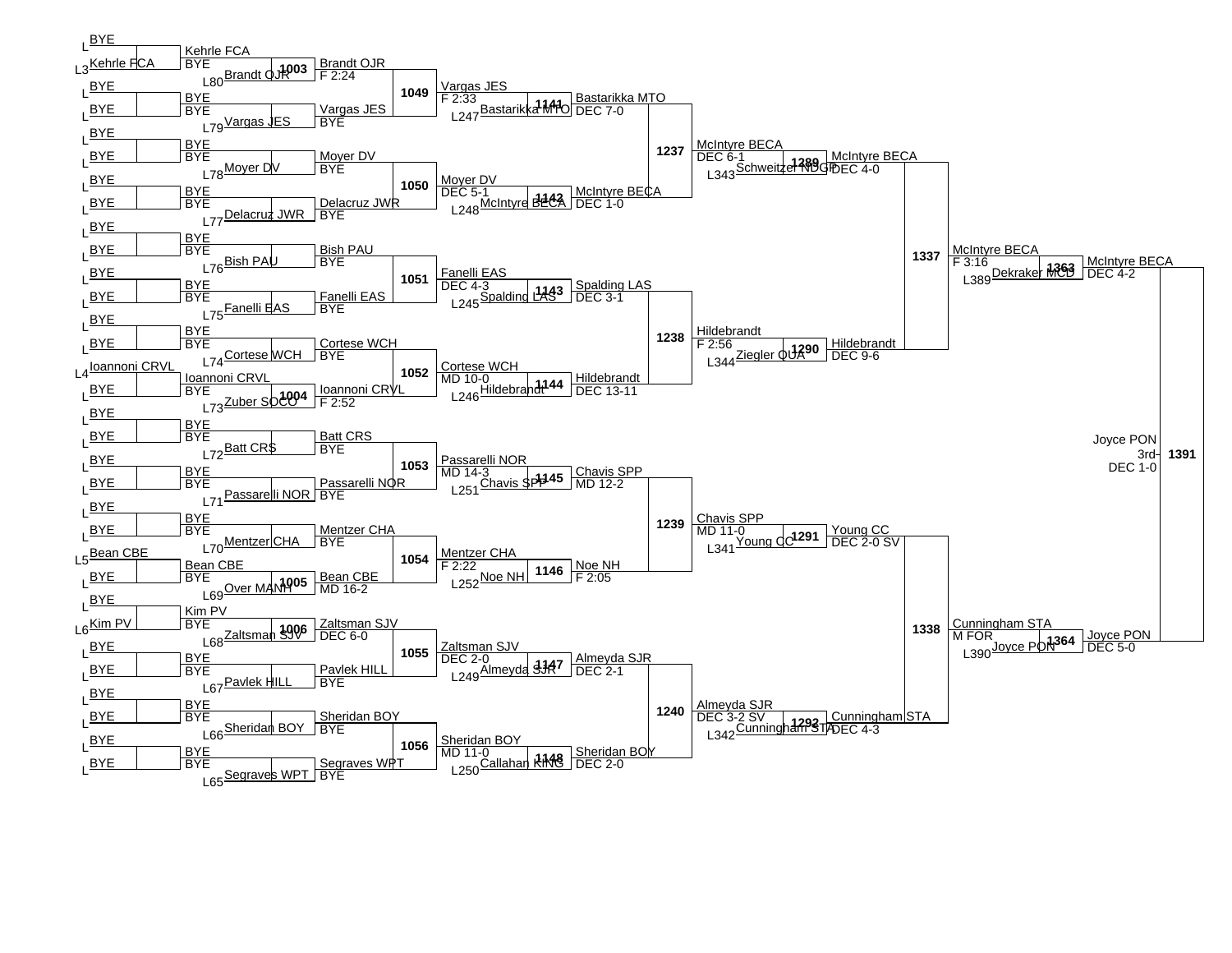| Bout | Wrestler | Opponent | Winner | Result |
|---|---|---|---|---|
| | BYE | L3 Kehrle FCA | Kehrle FCA | BYE |
| 1003 | Kehrle FCA | L80 Brandt OJR | Brandt OJR | F 2:24 |
| | BYE | L79 Vargas JES | Vargas JES | BYE |
| 1049 | Brandt OJR | Vargas JES | Vargas JES | F 2:33 |
| 1141 | Vargas JES | L247 Bastarikka MTO | Bastarikka MTO | DEC 7-0 |
| | BYE | L78 Moyer DV | Moyer DV | BYE |
| | BYE | L77 Delacruz JWR | Delacruz JWR | BYE |
| 1050 | Moyer DV | Delacruz JWR | Moyer DV | DEC 5-1 |
| 1142 | Moyer DV | L248 McIntyre BECA | McIntyre BECA | DEC 1-0 |
| 1237 | Bastarikka MTO | McIntyre BECA | McIntyre BECA | DEC 6-1 |
| 1289 | McIntyre BECA | L343 Schweitzer NDGP | McIntyre BECA | DEC 4-0 |
| | BYE | L76 Bish PAU | Bish PAU | BYE |
| | BYE | L75 Fanelli EAS | Fanelli EAS | BYE |
| 1051 | Bish PAU | Fanelli EAS | Fanelli EAS | DEC 4-3 |
| 1143 | Fanelli EAS | L245 Spalding LAS | Spalding LAS | DEC 3-1 |
| | BYE | L74 Cortese WCH | Cortese WCH | BYE |
| | L4 Ioannoni CRVL | BYE | Ioannoni CRVL | |
| 1004 | Ioannoni CRVL | L73 Zuber SOCO | Ioannoni CRVL | F 2:52 |
| 1052 | Cortese WCH | Ioannoni CRVL | Cortese WCH | MD 10-0 |
| 1144 | Cortese WCH | L246 Hildebrandt | Hildebrandt | DEC 13-11 |
| 1238 | Spalding LAS | Hildebrandt | Hildebrandt | F 2:56 |
| 1290 | Hildebrandt | L344 Ziegler QUA | Hildebrandt | DEC 9-6 |
| 1337 | McIntyre BECA | Hildebrandt | McIntyre BECA | F 3:16 |
| 1363 | McIntyre BECA | L389 Dekraker MCD | McIntyre BECA | DEC 4-2 |
| | BYE | L72 Batt CRS | Batt CRS | BYE |
| | BYE | L71 Passarelli NOR | Passarelli NOR | BYE |
| 1053 | Batt CRS | Passarelli NOR | Passarelli NOR | MD 14-3 |
| 1145 | Passarelli NOR | L251 Chavis SPP | Chavis SPP | MD 12-2 |
| | BYE | L70 Mentzer CHA | Mentzer CHA | BYE |
| | L5 Bean CBE | BYE | Bean CBE | |
| 1005 | Bean CBE | L69 Over MANH | Bean CBE | MD 16-2 |
| 1054 | Mentzer CHA | Bean CBE | Mentzer CHA | F 2:22 |
| 1146 | Mentzer CHA | L252 Noe NH | Noe NH | F 2:05 |
| 1239 | Chavis SPP | Noe NH | Chavis SPP | MD 11-0 |
| 1291 | Chavis SPP | L341 Young CC | Young CC | DEC 2-0 SV |
| | BYE | L6 Kim PV | Kim PV | |
| 1006 | Kim PV | L68 Zaltsman SJV | Zaltsman SJV | DEC 6-0 |
| | BYE | L67 Pavlek HILL | Pavlek HILL | BYE |
| 1055 | Zaltsman SJV | Pavlek HILL | Zaltsman SJV | DEC 2-0 |
| 1147 | Zaltsman SJV | L249 Almeyda SJR | Almeyda SJR | DEC 2-1 |
| | BYE | L66 Sheridan BOY | Sheridan BOY | BYE |
| | BYE | L65 Segraves WPT | Segraves WPT | BYE |
| 1056 | Sheridan BOY | Segraves WPT | Sheridan BOY | MD 11-0 |
| 1148 | Sheridan BOY | L250 Callahan KING | Sheridan BOY | DEC 2-0 |
| 1240 | Almeyda SJR | Sheridan BOY | Almeyda SJR | DEC 3-2 SV |
| 1292 | Almeyda SJR | L342 Cunningham STA | Cunningham STA | DEC 4-3 |
| 1338 | Young CC | Cunningham STA | Cunningham STA | M FOR |
| 1364 | Cunningham STA | L390 Joyce PON | Joyce PON | DEC 5-0 |
| 1391 (3rd) | McIntyre BECA | Joyce PON | Joyce PON | DEC 1-0 |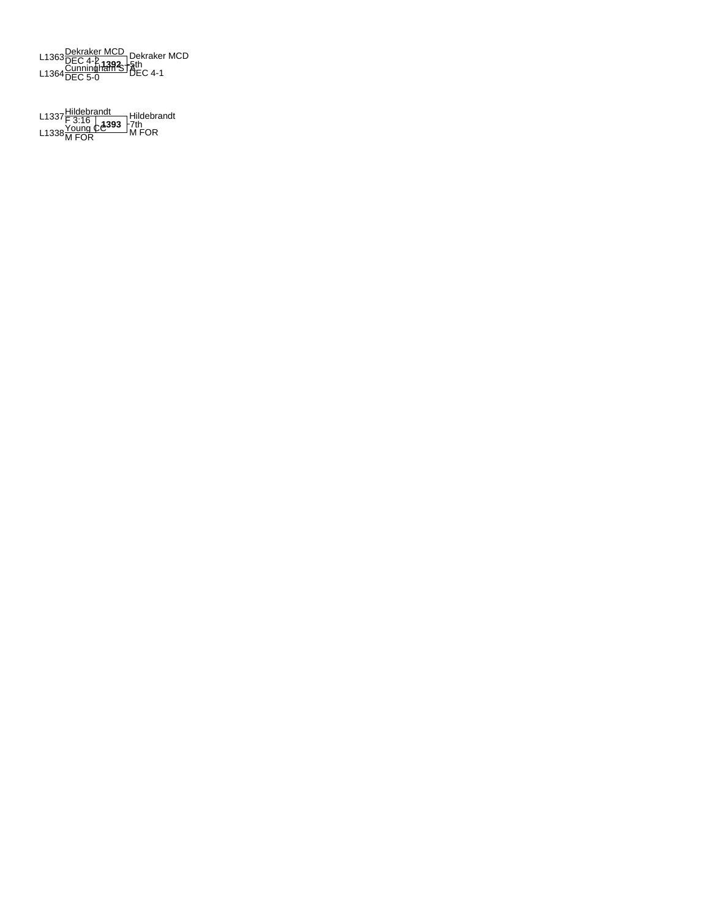L1363 Dekraker MCD
DEC 4-2

**1392** — 5th

L1364 Cunningham S A
DEC 5-0

Dekraker MCD
5th
DEC 4-1

L1337 Hildebrandt
F 3:16

**1393** — 7th

L1338 Young CC
M FOR

Hildebrandt
7th
M FOR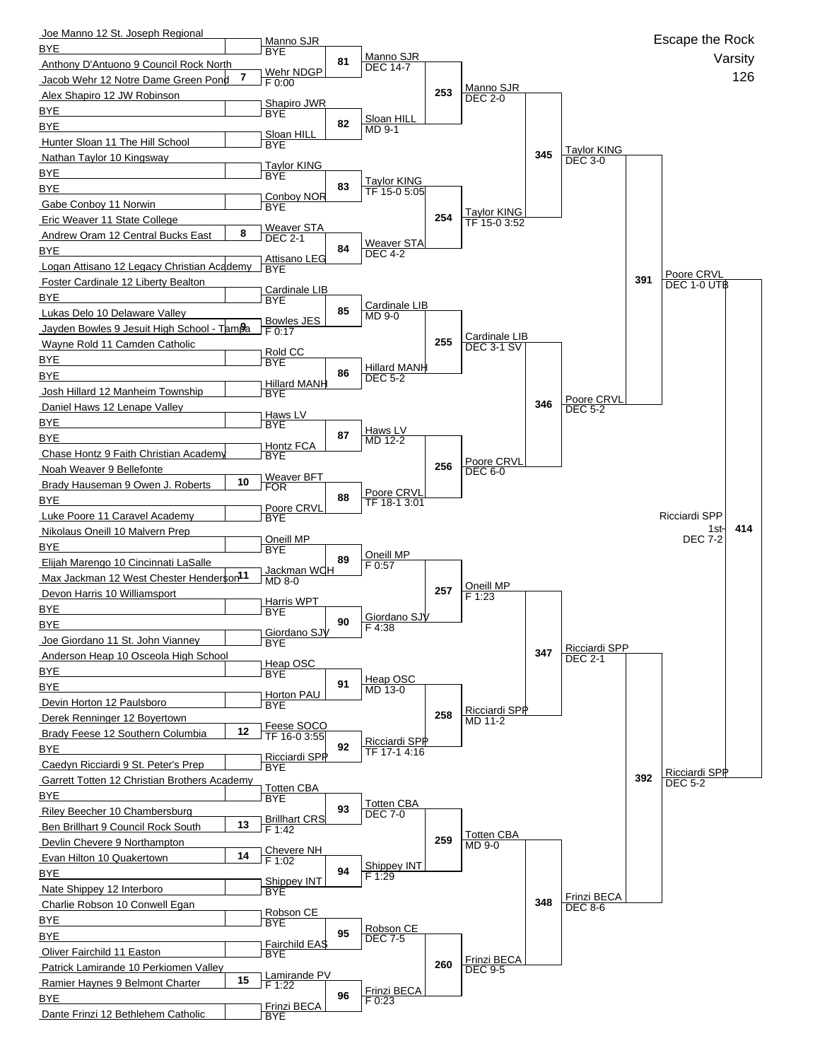# Escape the Rock

Varsity

126

## First Round (Entrants)

| Line | Wrestler | Seed |
|---|---|---|
| 1 | Joe Manno 12 St. Joseph Regional | |
| 2 | BYE | |
| 3 | Anthony D'Antuono 9 Council Rock North | |
| 4 | Jacob Wehr 12 Notre Dame Green Pond | 7 |
| 5 | Alex Shapiro 12 JW Robinson | |
| 6 | BYE | |
| 7 | BYE | |
| 8 | Hunter Sloan 11 The Hill School | |
| 9 | Nathan Taylor 10 Kingsway | |
| 10 | BYE | |
| 11 | BYE | |
| 12 | Gabe Conboy 11 Norwin | |
| 13 | Eric Weaver 11 State College | |
| 14 | Andrew Oram 12 Central Bucks East | 8 |
| 15 | BYE | |
| 16 | Logan Attisano 12 Legacy Christian Academy | |
| 17 | Foster Cardinale 12 Liberty Bealton | |
| 18 | BYE | |
| 19 | Lukas Delo 10 Delaware Valley | |
| 20 | Jayden Bowles 9 Jesuit High School - Tampa | 9 |
| 21 | Wayne Rold 11 Camden Catholic | |
| 22 | BYE | |
| 23 | BYE | |
| 24 | Josh Hillard 12 Manheim Township | |
| 25 | Daniel Haws 12 Lenape Valley | |
| 26 | BYE | |
| 27 | BYE | |
| 28 | Chase Hontz 9 Faith Christian Academy | |
| 29 | Noah Weaver 9 Bellefonte | |
| 30 | Brady Hauseman 9 Owen J. Roberts | 10 |
| 31 | BYE | |
| 32 | Luke Poore 11 Caravel Academy | |
| 33 | Nikolaus Oneill 10 Malvern Prep | |
| 34 | BYE | |
| 35 | Elijah Marengo 10 Cincinnati LaSalle | |
| 36 | Max Jackman 12 West Chester Henderson | 11 |
| 37 | Devon Harris 10 Williamsport | |
| 38 | BYE | |
| 39 | BYE | |
| 40 | Joe Giordano 11 St. John Vianney | |
| 41 | Anderson Heap 10 Osceola High School | |
| 42 | BYE | |
| 43 | BYE | |
| 44 | Devin Horton 12 Paulsboro | |
| 45 | Derek Renninger 12 Boyertown | |
| 46 | Brady Feese 12 Southern Columbia | 12 |
| 47 | BYE | |
| 48 | Caedyn Ricciardi 9 St. Peter's Prep | |
| 49 | Garrett Totten 12 Christian Brothers Academy | |
| 50 | BYE | |
| 51 | Riley Beecher 10 Chambersburg | |
| 52 | Ben Brillhart 9 Council Rock South | 13 |
| 53 | Devlin Chevere 9 Northampton | |
| 54 | Evan Hilton 10 Quakertown | 14 |
| 55 | BYE | |
| 56 | Nate Shippey 12 Interboro | |
| 57 | Charlie Robson 10 Conwell Egan | |
| 58 | BYE | |
| 59 | BYE | |
| 60 | Oliver Fairchild 11 Easton | |
| 61 | Patrick Lamirande 10 Perkiomen Valley | |
| 62 | Ramier Haynes 9 Belmont Charter | 15 |
| 63 | BYE | |
| 64 | Dante Frinzi 12 Bethlehem Catholic | |

## Round 1 Results

| Winner | Result |
|---|---|
| Manno SJR | BYE |
| Wehr NDGP | F 0:00 |
| Shapiro JWR | BYE |
| Sloan HILL | BYE |
| Taylor KING | BYE |
| Conboy NOR | BYE |
| Weaver STA | DEC 2-1 |
| Attisano LEG | BYE |
| Cardinale LIB | BYE |
| Bowles JES | F 0:17 |
| Rold CC | BYE |
| Hillard MANH | BYE |
| Haws LV | BYE |
| Hontz FCA | BYE |
| Weaver BFT | FOR |
| Poore CRVL | BYE |
| Oneill MP | BYE |
| Jackman WCH | MD 8-0 |
| Harris WPT | BYE |
| Giordano SJV | BYE |
| Heap OSC | BYE |
| Horton PAU | BYE |
| Feese SOCO | TF 16-0 3:55 |
| Ricciardi SPP | BYE |
| Totten CBA | BYE |
| Brillhart CRS | F 1:42 |
| Chevere NH | F 1:02 |
| Shippey INT | BYE |
| Robson CE | BYE |
| Fairchild EAS | BYE |
| Lamirande PV | F 1:22 |
| Frinzi BECA | BYE |

## Round 2

| Bout | Winner | Result |
|---|---|---|
| 81 | Manno SJR | DEC 14-7 |
| 82 | Sloan HILL | MD 9-1 |
| 83 | Taylor KING | TF 15-0 5:05 |
| 84 | Weaver STA | DEC 4-2 |
| 85 | Cardinale LIB | MD 9-0 |
| 86 | Hillard MANH | DEC 5-2 |
| 87 | Haws LV | MD 12-2 |
| 88 | Poore CRVL | TF 18-1 3:01 |
| 89 | Oneill MP | F 0:57 |
| 90 | Giordano SJV | F 4:38 |
| 91 | Heap OSC | MD 13-0 |
| 92 | Ricciardi SPP | TF 17-1 4:16 |
| 93 | Totten CBA | DEC 7-0 |
| 94 | Shippey INT | F 1:29 |
| 95 | Robson CE | DEC 7-5 |
| 96 | Frinzi BECA | F 0:23 |

## Round 3

| Bout | Winner | Result |
|---|---|---|
| 253 | Manno SJR | DEC 2-0 |
| 254 | Taylor KING | TF 15-0 3:52 |
| 255 | Cardinale LIB | DEC 3-1 SV |
| 256 | Poore CRVL | DEC 6-0 |
| 257 | Oneill MP | F 1:23 |
| 258 | Ricciardi SPP | MD 11-2 |
| 259 | Totten CBA | MD 9-0 |
| 260 | Frinzi BECA | DEC 9-5 |

## Quarterfinals

| Bout | Winner | Result |
|---|---|---|
| 345 | Taylor KING | DEC 3-0 |
| 346 | Poore CRVL | DEC 5-2 |
| 347 | Ricciardi SPP | DEC 2-1 |
| 348 | Frinzi BECA | DEC 8-6 |

## Semifinals

| Bout | Winner | Result |
|---|---|---|
| 391 | Poore CRVL | DEC 1-0 UTB |
| 392 | Ricciardi SPP | DEC 5-2 |

## Final

| Bout | Winner | Result |
|---|---|---|
| 414 | Ricciardi SPP 1st | DEC 7-2 |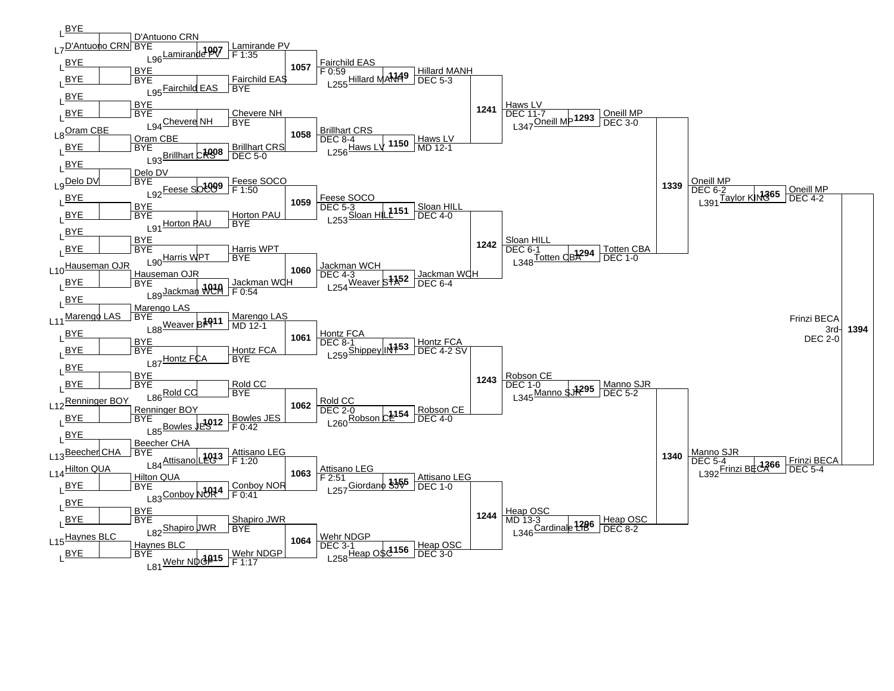## Consolation Bracket

### Round 1 (Losers)

| Slot | Wrestler |
|---|---|
| L | BYE |
| L7 | D'Antuono CRN |
| L | BYE |
| L | BYE |
| L | BYE |
| L | BYE |
| L8 | Oram CBE |
| L | BYE |
| L | BYE |
| L9 | Delo DV |
| L | BYE |
| L | BYE |
| L | BYE |
| L | BYE |
| L10 | Hauseman OJR |
| L | BYE |
| L | BYE |
| L11 | Marengo LAS |
| L | BYE |
| L | BYE |
| L | BYE |
| L | BYE |
| L12 | Renninger BOY |
| L | BYE |
| L | BYE |
| L13 | Beecher CHA |
| L14 | Hilton QUA |
| L | BYE |
| L | BYE |
| L | BYE |
| L15 | Haynes BLC |
| L | BYE |

### Round 2

| Winner | Opponent |
|---|---|
| D'Antuono CRN | BYE |
| BYE | BYE |
| BYE | BYE |
| Oram CBE | BYE |
| Delo DV | BYE |
| BYE | BYE |
| BYE | BYE |
| Hauseman OJR | BYE |
| Marengo LAS | BYE |
| BYE | BYE |
| BYE | BYE |
| Renninger BOY | BYE |
| Beecher CHA | BYE |
| Hilton QUA | BYE |
| BYE | BYE |
| Haynes BLC | BYE |

### Bouts 1007–1015 and 1057–1064

| Bout | Wrestlers | Winner | Result |
|---|---|---|---|
| 1007 | D'Antuono CRN vs L96 Lamirande PV | Lamirande PV | F 1:35 |
| — | BYE vs L95 Fairchild EAS | Fairchild EAS | BYE |
| 1057 | Lamirande PV vs Fairchild EAS | Fairchild EAS | F 0:59 |
| — | BYE vs L94 Chevere NH | Chevere NH | BYE |
| 1008 | Oram CBE vs L93 Brillhart CRS | Brillhart CRS | DEC 5-0 |
| 1058 | Chevere NH vs Brillhart CRS | Brillhart CRS | DEC 8-4 |
| 1009 | Delo DV vs L92 Feese SOCO | Feese SOCO | F 1:50 |
| — | BYE vs L91 Horton PAU | Horton PAU | BYE |
| 1059 | Feese SOCO vs Horton PAU | Feese SOCO | DEC 5-3 |
| — | BYE vs L90 Harris WPT | Harris WPT | BYE |
| 1010 | Hauseman OJR vs L89 Jackman WCH | Jackman WCH | F 0:54 |
| 1060 | Harris WPT vs Jackman WCH | Jackman WCH | DEC 4-3 |
| 1011 | Marengo LAS vs L88 Weaver BFT | Marengo LAS | MD 12-1 |
| — | BYE vs L87 Hontz FCA | Hontz FCA | BYE |
| 1061 | Marengo LAS vs Hontz FCA | Hontz FCA | DEC 8-1 |
| — | BYE vs L86 Rold CC | Rold CC | BYE |
| 1012 | Renninger BOY vs L85 Bowles JES | Bowles JES | F 0:42 |
| 1062 | Rold CC vs Bowles JES | Rold CC | DEC 2-0 |
| 1013 | Beecher CHA vs L84 Attisano LEG | Attisano LEG | F 1:20 |
| 1014 | Hilton QUA vs L83 Conboy NOR | Conboy NOR | F 0:41 |
| 1063 | Attisano LEG vs Conboy NOR | Attisano LEG | F 2:51 |
| — | BYE vs L82 Shapiro JWR | Shapiro JWR | BYE |
| 1015 | Haynes BLC vs L81 Wehr NDGP | Wehr NDGP | F 1:17 |
| 1064 | Shapiro JWR vs Wehr NDGP | Wehr NDGP | DEC 3-1 |

### Bouts 1149–1156

| Bout | Wrestlers | Winner | Result |
|---|---|---|---|
| 1149 | Fairchild EAS vs L255 Hillard MANH | Hillard MANH | DEC 5-3 |
| 1150 | Brillhart CRS vs L256 Haws LV | Haws LV | MD 12-1 |
| 1151 | Feese SOCO vs L253 Sloan HILL | Sloan HILL | DEC 4-0 |
| 1152 | Jackman WCH vs L254 Weaver STA | Jackman WCH | DEC 6-4 |
| 1153 | Hontz FCA vs L259 Shippey INT | Hontz FCA | DEC 4-2 SV |
| 1154 | Rold CC vs L260 Robson CE | Robson CE | DEC 4-0 |
| 1155 | Attisano LEG vs L257 Giordano SSV | Attisano LEG | DEC 1-0 |
| 1156 | Wehr NDGP vs L258 Heap OSC | Heap OSC | DEC 3-0 |

### Bouts 1241–1244

| Bout | Wrestlers | Winner | Result |
|---|---|---|---|
| 1241 | Hillard MANH vs Haws LV | Haws LV | DEC 11-7 |
| 1242 | Sloan HILL vs Jackman WCH | Sloan HILL | DEC 6-1 |
| 1243 | Hontz FCA vs Robson CE | Robson CE | DEC 1-0 |
| 1244 | Attisano LEG vs Heap OSC | Heap OSC | MD 13-3 |

### Bouts 1293–1296

| Bout | Wrestlers | Winner | Result |
|---|---|---|---|
| 1293 | Haws LV vs L347 Oneill MP | Oneill MP | DEC 3-0 |
| 1294 | Sloan HILL vs L348 Totten CBA | Totten CBA | DEC 1-0 |
| 1295 | Robson CE vs L345 Manno SJR | Manno SJR | DEC 5-2 |
| 1296 | Heap OSC vs L346 Cardinale LIB | Heap OSC | DEC 8-2 |

### Bouts 1339–1340

| Bout | Wrestlers | Winner | Result |
|---|---|---|---|
| 1339 | Oneill MP vs Totten CBA | Oneill MP | DEC 6-2 |
| 1340 | Manno SJR vs Heap OSC | Manno SJR | DEC 5-4 |

### Bouts 1365–1366

| Bout | Wrestlers | Winner | Result |
|---|---|---|---|
| 1365 | Oneill MP vs L391 Taylor KING | Oneill MP | DEC 4-2 |
| 1366 | Manno SJR vs L392 Frinzi BECA | Frinzi BECA | DEC 5-4 |

### 3rd Place – Bout 1394

| Bout | Wrestlers | Winner | Result |
|---|---|---|---|
| 1394 | Oneill MP vs Frinzi BECA | Frinzi BECA (3rd) | DEC 2-0 |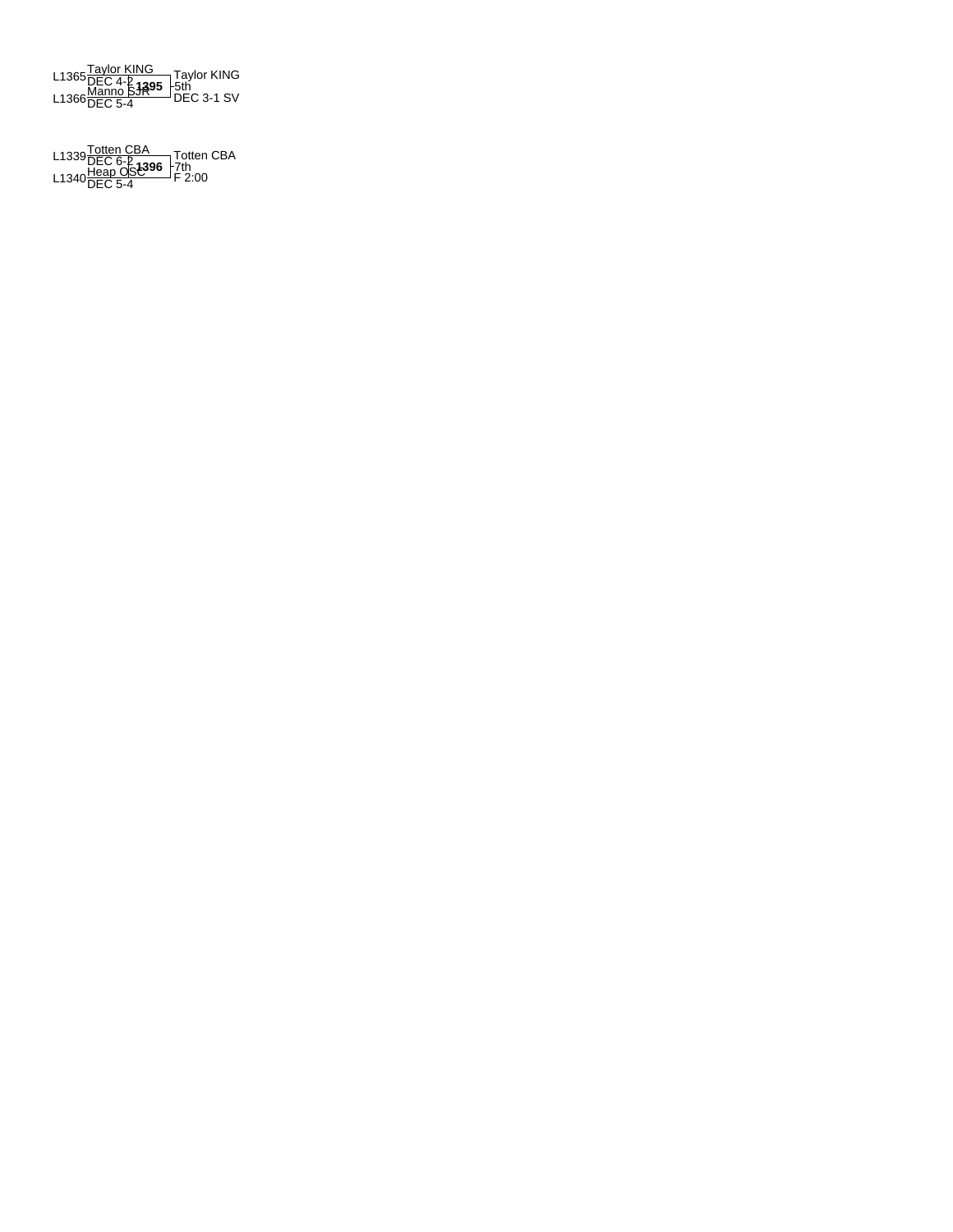L1365 Taylor KING
DEC 4-2
L1366 Manno SJR
DEC 5-4

**1395** — 5th
Taylor KING
DEC 3-1 SV

L1339 Totten CBA
DEC 6-2
L1340 Heap OSC
DEC 5-4

**1396** — 7th
Totten CBA
F 2:00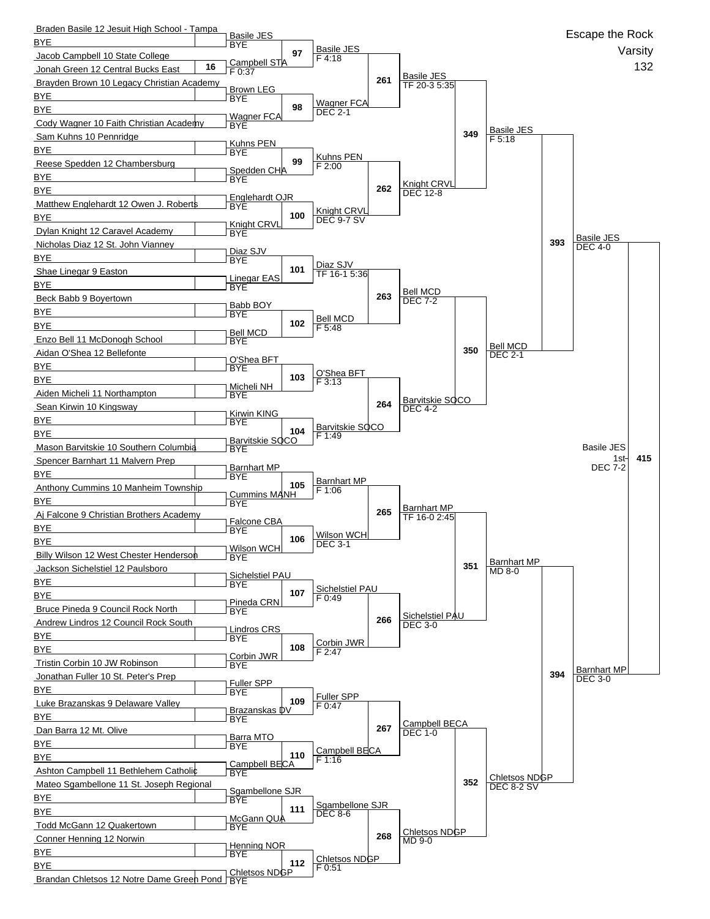# Escape the Rock

Varsity

132

## Round 1 (Entrants)

| Bout | Wrestler 1 | Wrestler 2 | Advances |
|---|---|---|---|
| | Braden Basile 12 Jesuit High School - Tampa | BYE | Basile JES |
| 16 | Jacob Campbell 10 State College | Jonah Green 12 Central Bucks East | Campbell STA F 0:37 |
| | Brayden Brown 10 Legacy Christian Academy | BYE | Brown LEG |
| | BYE | Cody Wagner 10 Faith Christian Academy | Wagner FCA |
| | Sam Kuhns 10 Pennridge | BYE | Kuhns PEN |
| | Reese Spedden 12 Chambersburg | BYE | Spedden CHA |
| | BYE | Matthew Englehardt 12 Owen J. Roberts | Englehardt OJR |
| | BYE | Dylan Knight 12 Caravel Academy | Knight CRVL |
| | Nicholas Diaz 12 St. John Vianney | BYE | Diaz SJV |
| | Shae Linegar 9 Easton | BYE | Linegar EAS |
| | Beck Babb 9 Boyertown | BYE | Babb BOY |
| | BYE | Enzo Bell 11 McDonogh School | Bell MCD |
| | Aidan O'Shea 12 Bellefonte | BYE | O'Shea BFT |
| | BYE | Aiden Micheli 11 Northampton | Micheli NH |
| | Sean Kirwin 10 Kingsway | BYE | Kirwin KING |
| | BYE | Mason Barvitskie 10 Southern Columbia | Barvitskie SOCO |
| | Spencer Barnhart 11 Malvern Prep | BYE | Barnhart MP |
| | Anthony Cummins 10 Manheim Township | BYE | Cummins MANH |
| | Aj Falcone 9 Christian Brothers Academy | BYE | Falcone CBA |
| | BYE | Billy Wilson 12 West Chester Henderson | Wilson WCH |
| | Jackson Sichelstiel 12 Paulsboro | BYE | Sichelstiel PAU |
| | BYE | Bruce Pineda 9 Council Rock North | Pineda CRN |
| | Andrew Lindros 12 Council Rock South | BYE | Lindros CRS |
| | BYE | Tristin Corbin 10 JW Robinson | Corbin JWR |
| | Jonathan Fuller 10 St. Peter's Prep | BYE | Fuller SPP |
| | Luke Brazanskas 9 Delaware Valley | BYE | Brazanskas DV |
| | Dan Barra 12 Mt. Olive | BYE | Barra MTO |
| | BYE | Ashton Campbell 11 Bethlehem Catholic | Campbell BECA |
| | Mateo Sgambellone 11 St. Joseph Regional | BYE | Sgambellone SJR |
| | BYE | Todd McGann 12 Quakertown | McGann QUA |
| | Conner Henning 12 Norwin | BYE | Henning NOR |
| | BYE | Brandan Chletsos 12 Notre Dame Green Pond | Chletsos NDGP |

## Round 2

| Bout | Wrestler 1 | Wrestler 2 | Winner |
|---|---|---|---|
| 97 | Basile JES | Campbell STA | Basile JES F 4:18 |
| 98 | Brown LEG | Wagner FCA | Wagner FCA DEC 2-1 |
| 99 | Kuhns PEN | Spedden CHA | Kuhns PEN F 2:00 |
| 100 | Englehardt OJR | Knight CRVL | Knight CRVL DEC 9-7 SV |
| 101 | Diaz SJV | Linegar EAS | Diaz SJV TF 16-1 5:36 |
| 102 | Babb BOY | Bell MCD | Bell MCD F 5:48 |
| 103 | O'Shea BFT | Micheli NH | O'Shea BFT F 3:13 |
| 104 | Kirwin KING | Barvitskie SOCO | Barvitskie SOCO F 1:49 |
| 105 | Barnhart MP | Cummins MANH | Barnhart MP F 1:06 |
| 106 | Falcone CBA | Wilson WCH | Wilson WCH DEC 3-1 |
| 107 | Sichelstiel PAU | Pineda CRN | Sichelstiel PAU F 0:49 |
| 108 | Lindros CRS | Corbin JWR | Corbin JWR F 2:47 |
| 109 | Fuller SPP | Brazanskas DV | Fuller SPP F 0:47 |
| 110 | Barra MTO | Campbell BECA | Campbell BECA F 1:16 |
| 111 | Sgambellone SJR | McGann QUA | Sgambellone SJR DEC 8-6 |
| 112 | Henning NOR | Chletsos NDGP | Chletsos NDGP F 0:51 |

## Round 3

| Bout | Winner |
|---|---|
| 261 | Basile JES TF 20-3 5:35 |
| 262 | Knight CRVL DEC 12-8 |
| 263 | Bell MCD DEC 7-2 |
| 264 | Barvitskie SOCO DEC 4-2 |
| 265 | Barnhart MP TF 16-0 2:45 |
| 266 | Sichelstiel PAU DEC 3-0 |
| 267 | Campbell BECA DEC 1-0 |
| 268 | Chletsos NDGP MD 9-0 |

## Quarterfinals

| Bout | Winner |
|---|---|
| 349 | Basile JES F 5:18 |
| 350 | Bell MCD DEC 2-1 |
| 351 | Barnhart MP MD 8-0 |
| 352 | Chletsos NDGP DEC 8-2 SV |

## Semifinals

| Bout | Winner |
|---|---|
| 393 | Basile JES DEC 4-0 |
| 394 | Barnhart MP DEC 3-0 |

## Final

| Bout | Winner |
|---|---|
| 415 | Basile JES 1st DEC 7-2 |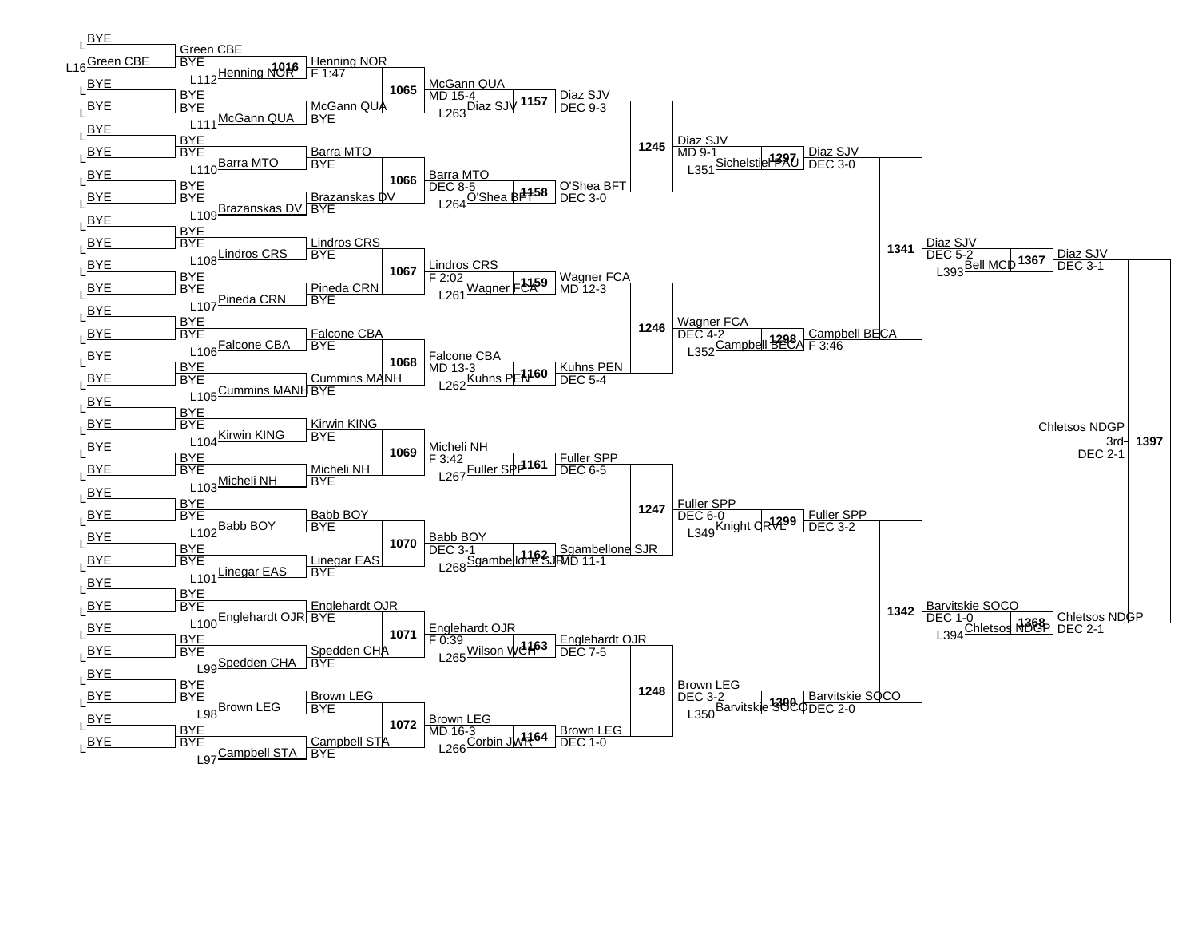| Match | Wrestler 1 | Wrestler 2 | Winner / Result |
|---|---|---|---|
| L16 | BYE | Green CBE | Green CBE |
| 1016 | Green CBE | Henning NOR (L112) | Henning NOR F 1:47 |
| L111 | McGann QUA | BYE | McGann QUA BYE |
| 1065 | Henning NOR | McGann QUA | McGann QUA MD 15-4 |
| L110 | Barra MTO | BYE | Barra MTO BYE |
| L109 | Brazanskas DV | BYE | Brazanskas DV BYE |
| 1066 | Barra MTO | Brazanskas DV | Barra MTO DEC 8-5 |
| 1157 | McGann QUA | Diaz SJV (L263) | Diaz SJV DEC 9-3 |
| 1158 | Barra MTO | O'Shea BFT (L264) | O'Shea BFT DEC 3-0 |
| 1245 | Diaz SJV | O'Shea BFT | Diaz SJV MD 9-1 |
| 1297 | Diaz SJV | Sichelstiel PAU (L351) | Diaz SJV DEC 3-0 |
| L108 | Lindros CRS | BYE | Lindros CRS BYE |
| L107 | Pineda CRN | BYE | Pineda CRN BYE |
| 1067 | Lindros CRS | Pineda CRN | Lindros CRS F 2:02 |
| 1159 | Lindros CRS | Wagner FCA (L261) | Wagner FCA MD 12-3 |
| L106 | Falcone CBA | BYE | Falcone CBA BYE |
| L105 | Cummins MANH | BYE | Cummins MANH BYE |
| 1068 | Falcone CBA | Cummins MANH | Falcone CBA MD 13-3 |
| 1160 | Falcone CBA | Kuhns PEN (L262) | Kuhns PEN DEC 5-4 |
| 1246 | Wagner FCA | Kuhns PEN | Wagner FCA DEC 4-2 |
| 1298 | Wagner FCA | Campbell BECA (L352) | Campbell BECA F 3:46 |
| 1341 | Diaz SJV | Campbell BECA | Diaz SJV DEC 5-2 |
| 1367 | Diaz SJV | Bell MCD (L393) | Diaz SJV DEC 3-1 |
| L104 | Kirwin KING | BYE | Kirwin KING BYE |
| L103 | Micheli NH | BYE | Micheli NH BYE |
| 1069 | Kirwin KING | Micheli NH | Micheli NH F 3:42 |
| 1161 | Micheli NH | Fuller SPP (L267) | Fuller SPP DEC 6-5 |
| L102 | Babb BOY | BYE | Babb BOY BYE |
| L101 | Linegar EAS | BYE | Linegar EAS BYE |
| 1070 | Babb BOY | Linegar EAS | Babb BOY DEC 3-1 |
| 1162 | Babb BOY | Sgambellone SJR (L268) | Sgambellone SJR MD 11-1 |
| 1247 | Fuller SPP | Sgambellone SJR | Fuller SPP DEC 6-0 |
| 1299 | Fuller SPP | Knight CRVL (L349) | Fuller SPP DEC 3-2 |
| L100 | Englehardt OJR | BYE | Englehardt OJR BYE |
| L99 | Spedden CHA | BYE | Spedden CHA BYE |
| 1071 | Englehardt OJR | Spedden CHA | Englehardt OJR F 0:39 |
| 1163 | Englehardt OJR | Wilson WCH (L265) | Englehardt OJR DEC 7-5 |
| L98 | Brown LEG | BYE | Brown LEG BYE |
| L97 | Campbell STA | BYE | Campbell STA BYE |
| 1072 | Brown LEG | Campbell STA | Brown LEG MD 16-3 |
| 1164 | Brown LEG | Corbin JWR (L266) | Brown LEG DEC 1-0 |
| 1248 | Englehardt OJR | Brown LEG | Brown LEG DEC 3-2 |
| 1300 | Brown LEG | Barvitskie SOCO (L350) | Barvitskie SOCO DEC 2-0 |
| 1342 | Fuller SPP | Barvitskie SOCO | Barvitskie SOCO DEC 1-0 |
| 1368 | Barvitskie SOCO | Chletsos NDGP (L394) | Chletsos NDGP DEC 2-1 |
| 1397 | Diaz SJV | Chletsos NDGP | Chletsos NDGP 3rd DEC 2-1 |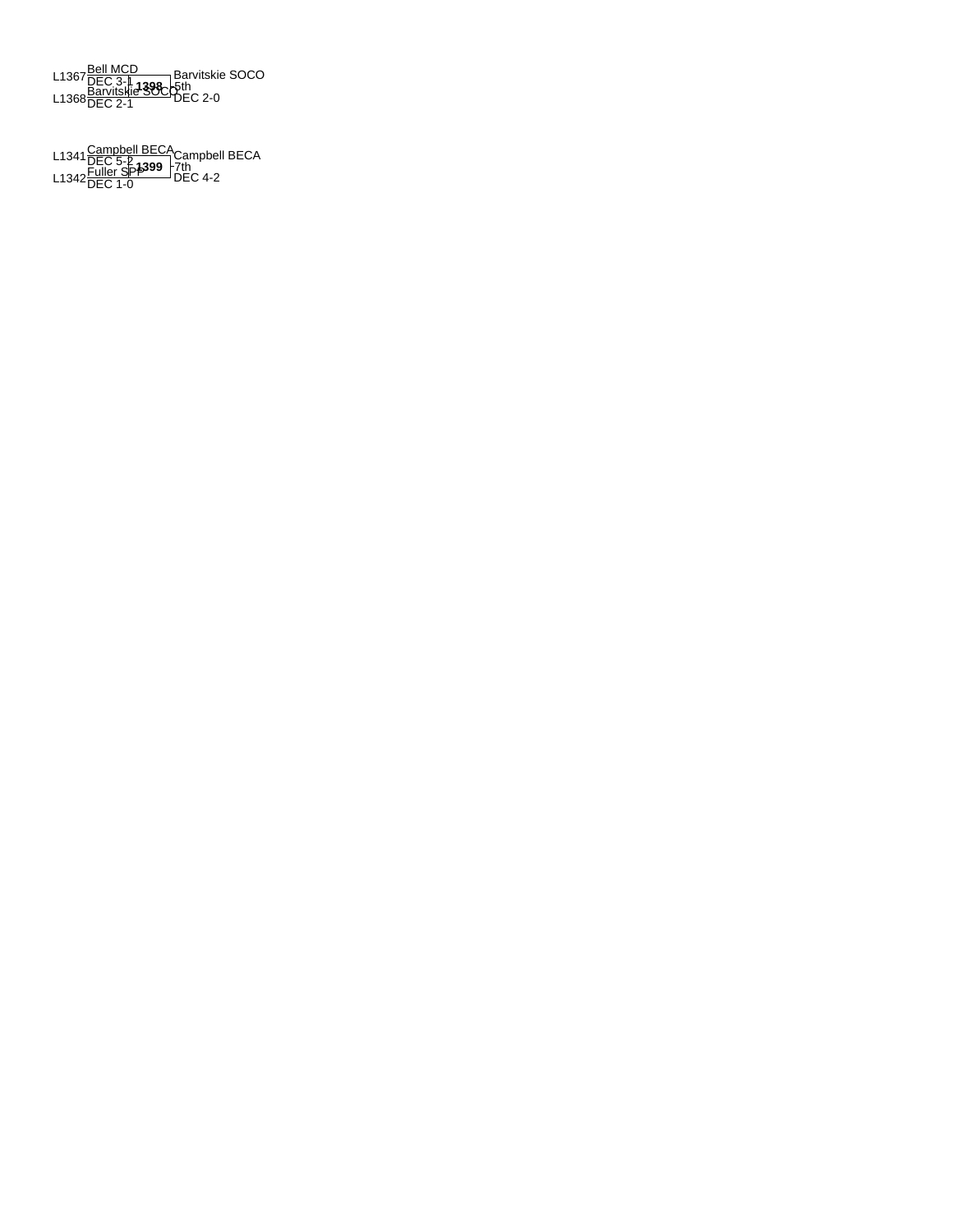L1367 Bell MCD
DEC 3-1
**1398**
L1368 Barvitskie SOCO
DEC 2-1

Barvitskie SOCO
5th
DEC 2-0

L1341 Campbell BECA
DEC 5-2
**1399**
L1342 Fuller SPP
DEC 1-0

Campbell BECA
7th
DEC 4-2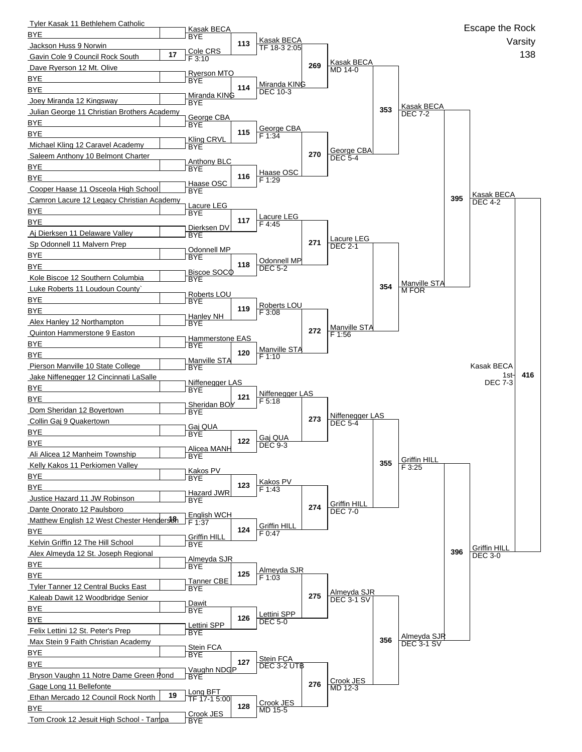# Escape the Rock

## Varsity

## 138

### Round 1 (First Round)

| Wrestler 1 | Wrestler 2 | Bout | Winner | Result |
|---|---|---|---|---|
| Tyler Kasak 11 Bethlehem Catholic | BYE | | Kasak BECA | BYE |
| Jackson Huss 9 Norwin | Gavin Cole 9 Council Rock South | 17 | Cole CRS | F 3:10 |
| Dave Ryerson 12 Mt. Olive | BYE | | Ryerson MTO | BYE |
| BYE | Joey Miranda 12 Kingsway | | Miranda KING | BYE |
| Julian George 11 Christian Brothers Academy | BYE | | George CBA | BYE |
| BYE | Michael Kling 12 Caravel Academy | | Kling CRVL | BYE |
| Saleem Anthony 10 Belmont Charter | BYE | | Anthony BLC | BYE |
| BYE | Cooper Haase 11 Osceola High School | | Haase OSC | BYE |
| Camron Lacure 12 Legacy Christian Academy | BYE | | Lacure LEG | BYE |
| BYE | Aj Dierksen 11 Delaware Valley | | Dierksen DV | BYE |
| Sp Odonnell 11 Malvern Prep | BYE | | Odonnell MP | BYE |
| BYE | Kole Biscoe 12 Southern Columbia | | Biscoe SOCO | BYE |
| Luke Roberts 11 Loudoun County` | BYE | | Roberts LOU | BYE |
| BYE | Alex Hanley 12 Northampton | | Hanley NH | BYE |
| Quinton Hammerstone 9 Easton | BYE | | Hammerstone EAS | BYE |
| BYE | Pierson Manville 10 State College | | Manville STA | BYE |
| Jake Niffenegger 12 Cincinnati LaSalle | BYE | | Niffenegger LAS | BYE |
| BYE | Dom Sheridan 12 Boyertown | | Sheridan BOY | BYE |
| Collin Gaj 9 Quakertown | BYE | | Gaj QUA | BYE |
| BYE | Ali Alicea 12 Manheim Township | | Alicea MANH | BYE |
| Kelly Kakos 11 Perkiomen Valley | BYE | | Kakos PV | BYE |
| BYE | Justice Hazard 11 JW Robinson | | Hazard JWR | BYE |
| Dante Onorato 12 Paulsboro | Matthew English 12 West Chester Henderson | 18 | English WCH | F 1:37 |
| BYE | Kelvin Griffin 12 The Hill School | | Griffin HILL | BYE |
| Alex Almeyda 12 St. Joseph Regional | BYE | | Almeyda SJR | BYE |
| BYE | Tyler Tanner 12 Central Bucks East | | Tanner CBE | BYE |
| Kaleab Dawit 12 Woodbridge Senior | BYE | | Dawit | BYE |
| BYE | Felix Lettini 12 St. Peter's Prep | | Lettini SPP | BYE |
| Max Stein 9 Faith Christian Academy | BYE | | Stein FCA | BYE |
| BYE | Bryson Vaughn 11 Notre Dame Green Pond | | Vaughn NDGP | BYE |
| Gage Long 11 Bellefonte | Ethan Mercado 12 Council Rock North | 19 | Long BFT | TF 17-1 5:00 |
| BYE | Tom Crook 12 Jesuit High School - Tampa | | Crook JES | BYE |

### Round 2

| Bout | Winner | Result |
|---|---|---|
| 113 | Kasak BECA | TF 18-3 2:05 |
| 114 | Miranda KING | DEC 10-3 |
| 115 | George CBA | F 1:34 |
| 116 | Haase OSC | F 1:29 |
| 117 | Lacure LEG | F 4:45 |
| 118 | Odonnell MP | DEC 5-2 |
| 119 | Roberts LOU | F 3:08 |
| 120 | Manville STA | F 1:10 |
| 121 | Niffenegger LAS | F 5:18 |
| 122 | Gaj QUA | DEC 9-3 |
| 123 | Kakos PV | F 1:43 |
| 124 | Griffin HILL | F 0:47 |
| 125 | Almeyda SJR | F 1:03 |
| 126 | Lettini SPP | DEC 5-0 |
| 127 | Stein FCA | DEC 3-2 UTB |
| 128 | Crook JES | MD 15-5 |

### Round 3

| Bout | Winner | Result |
|---|---|---|
| 269 | Kasak BECA | MD 14-0 |
| 270 | George CBA | DEC 5-4 |
| 271 | Lacure LEG | DEC 2-1 |
| 272 | Manville STA | F 1:56 |
| 273 | Niffenegger LAS | DEC 5-4 |
| 274 | Griffin HILL | DEC 7-0 |
| 275 | Almeyda SJR | DEC 3-1 SV |
| 276 | Crook JES | MD 12-3 |

### Quarterfinals

| Bout | Winner | Result |
|---|---|---|
| 353 | Kasak BECA | DEC 7-2 |
| 354 | Manville STA | M FOR |
| 355 | Griffin HILL | F 3:25 |
| 356 | Almeyda SJR | DEC 3-1 SV |

### Semifinals

| Bout | Winner | Result |
|---|---|---|
| 395 | Kasak BECA | DEC 4-2 |
| 396 | Griffin HILL | DEC 3-0 |

### Final

| Bout | Winner | Result |
|---|---|---|
| 416 | Kasak BECA 1st | DEC 7-3 |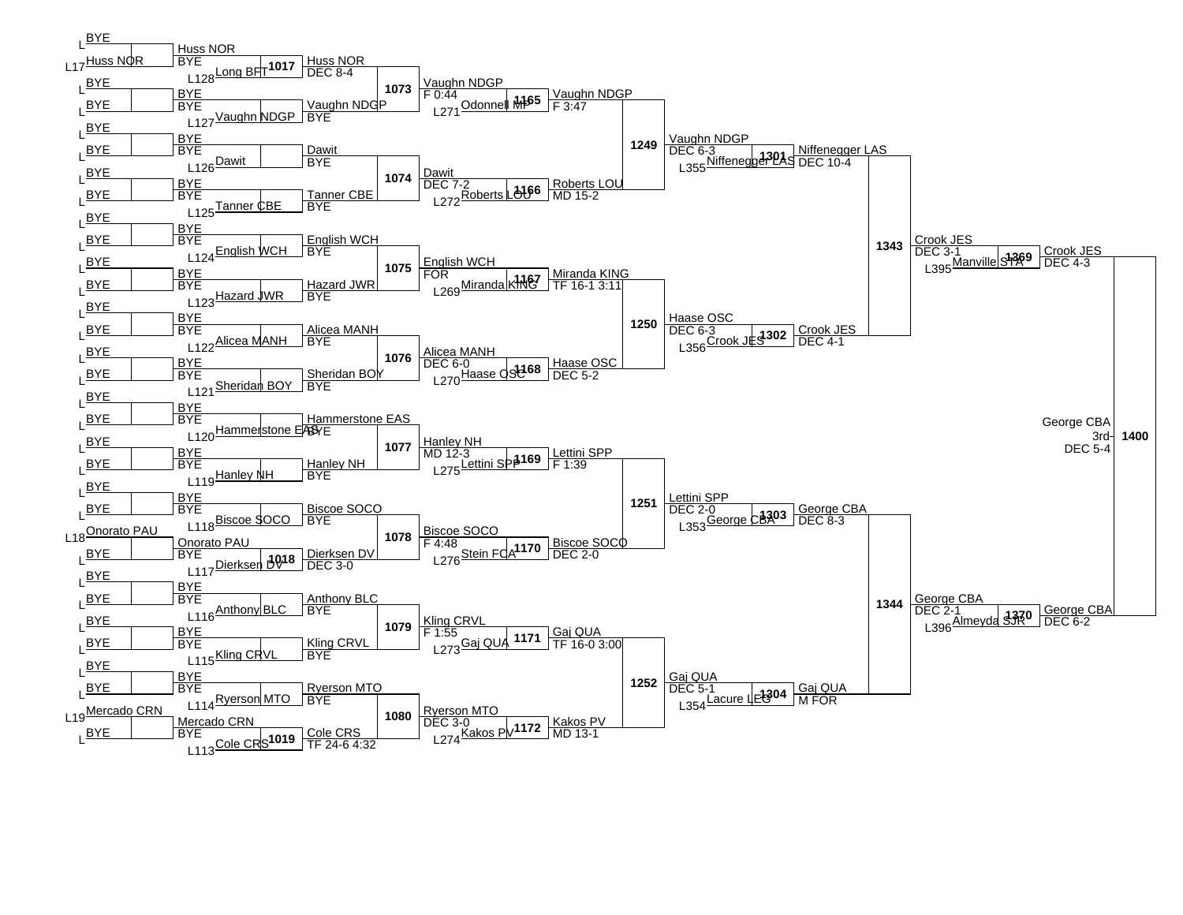## Consolation Bracket

### Round 1

| Match | Wrestler 1 | Wrestler 2 | Winner | Result |
|---|---|---|---|---|
| | L BYE | L17 Huss NOR | Huss NOR | BYE |
| | L BYE | L BYE | BYE | BYE |
| | L BYE | L BYE | BYE | BYE |
| | L BYE | L BYE | BYE | BYE |
| | L BYE | L BYE | BYE | BYE |
| | L BYE | L BYE | BYE | BYE |
| | L BYE | L BYE | BYE | BYE |
| | L BYE | L BYE | BYE | BYE |
| | L BYE | L BYE | BYE | BYE |
| | L BYE | L BYE | BYE | BYE |
| | L BYE | L BYE | BYE | BYE |
| | L18 Onorato PAU | L BYE | Onorato PAU | BYE |
| | L BYE | L BYE | BYE | BYE |
| | L BYE | L BYE | BYE | BYE |
| | L BYE | L BYE | BYE | BYE |
| | L19 Mercado CRN | L BYE | Mercado CRN | BYE |

### Round 2

| Match | Wrestler 1 | Wrestler 2 | Winner | Result |
|---|---|---|---|---|
| 1017 | Huss NOR | L128 Long BFT | Huss NOR | DEC 8-4 |
| | BYE | L127 Vaughn NDGP | Vaughn NDGP | BYE |
| | BYE | L126 Dawit | Dawit | BYE |
| | BYE | L125 Tanner CBE | Tanner CBE | BYE |
| | BYE | L124 English WCH | English WCH | BYE |
| | BYE | L123 Hazard JWR | Hazard JWR | BYE |
| | BYE | L122 Alicea MANH | Alicea MANH | BYE |
| | BYE | L121 Sheridan BOY | Sheridan BOY | BYE |
| | BYE | L120 Hammerstone EAS | Hammerstone EAS | BYE |
| | BYE | L119 Hanley NH | Hanley NH | BYE |
| | BYE | L118 Biscoe SOCO | Biscoe SOCO | BYE |
| 1018 | Onorato PAU | L117 Dierksen DV | Dierksen DV | DEC 3-0 |
| | BYE | L116 Anthony BLC | Anthony BLC | BYE |
| | BYE | L115 Kling CRVL | Kling CRVL | BYE |
| | BYE | L114 Ryerson MTO | Ryerson MTO | BYE |
| 1019 | Mercado CRN | L113 Cole CRS | Cole CRS | TF 24-6 4:32 |

### Round 3

| Match | Wrestler 1 | Wrestler 2 | Winner | Result |
|---|---|---|---|---|
| 1073 | Huss NOR | Vaughn NDGP | Vaughn NDGP | F 0:44 |
| 1074 | Dawit | Tanner CBE | Dawit | DEC 7-2 |
| 1075 | English WCH | Hazard JWR | English WCH | FOR |
| 1076 | Alicea MANH | Sheridan BOY | Alicea MANH | DEC 6-0 |
| 1077 | Hammerstone EAS | Hanley NH | Hanley NH | MD 12-3 |
| 1078 | Biscoe SOCO | Dierksen DV | Biscoe SOCO | F 4:48 |
| 1079 | Anthony BLC | Kling CRVL | Kling CRVL | F 1:55 |
| 1080 | Ryerson MTO | Cole CRS | Ryerson MTO | DEC 3-0 |

### Round 4

| Match | Wrestler 1 | Wrestler 2 | Winner | Result |
|---|---|---|---|---|
| 1165 | Vaughn NDGP | L271 Odonnell MF | Vaughn NDGP | F 3:47 |
| 1166 | Dawit | L272 Roberts LOU | Roberts LOU | MD 15-2 |
| 1167 | English WCH | L269 Miranda KING | Miranda KING | TF 16-1 3:11 |
| 1168 | Alicea MANH | L270 Haase OSC | Haase OSC | DEC 5-2 |
| 1169 | Hanley NH | L275 Lettini SPP | Lettini SPP | F 1:39 |
| 1170 | Biscoe SOCO | L276 Stein FCA | Biscoe SOCO | DEC 2-0 |
| 1171 | Kling CRVL | L273 Gaj QUA | Gaj QUA | TF 16-0 3:00 |
| 1172 | Ryerson MTO | L274 Kakos PV | Kakos PV | MD 13-1 |

### Round 5

| Match | Wrestler 1 | Wrestler 2 | Winner | Result |
|---|---|---|---|---|
| 1249 | Vaughn NDGP | Roberts LOU | Vaughn NDGP | DEC 6-3 |
| 1250 | Miranda KING | Haase OSC | Haase OSC | DEC 6-3 |
| 1251 | Lettini SPP | Biscoe SOCO | Lettini SPP | DEC 2-0 |
| 1252 | Gaj QUA | Kakos PV | Gaj QUA | DEC 5-1 |

### Round 6

| Match | Wrestler 1 | Wrestler 2 | Winner | Result |
|---|---|---|---|---|
| 1301 | Vaughn NDGP | L355 Niffenegger LAS | Niffenegger LAS | DEC 10-4 |
| 1302 | Haase OSC | L356 Crook JES | Crook JES | DEC 4-1 |
| 1303 | Lettini SPP | L353 George CBA | George CBA | DEC 8-3 |
| 1304 | Gaj QUA | L354 Lacure LEG | Gaj QUA | M FOR |

### Round 7

| Match | Wrestler 1 | Wrestler 2 | Winner | Result |
|---|---|---|---|---|
| 1343 | Niffenegger LAS | Crook JES | Crook JES | DEC 3-1 |
| 1344 | George CBA | Gaj QUA | George CBA | DEC 2-1 |

### Round 8

| Match | Wrestler 1 | Wrestler 2 | Winner | Result |
|---|---|---|---|---|
| 1369 | Crook JES | L395 Manville STA | Crook JES | DEC 4-3 |
| 1370 | George CBA | L396 Almeyda SJR | George CBA | DEC 6-2 |

### 3rd Place

| Match | Wrestler 1 | Wrestler 2 | Winner | Result |
|---|---|---|---|---|
| 1400 | Crook JES | George CBA | George CBA 3rd | DEC 5-4 |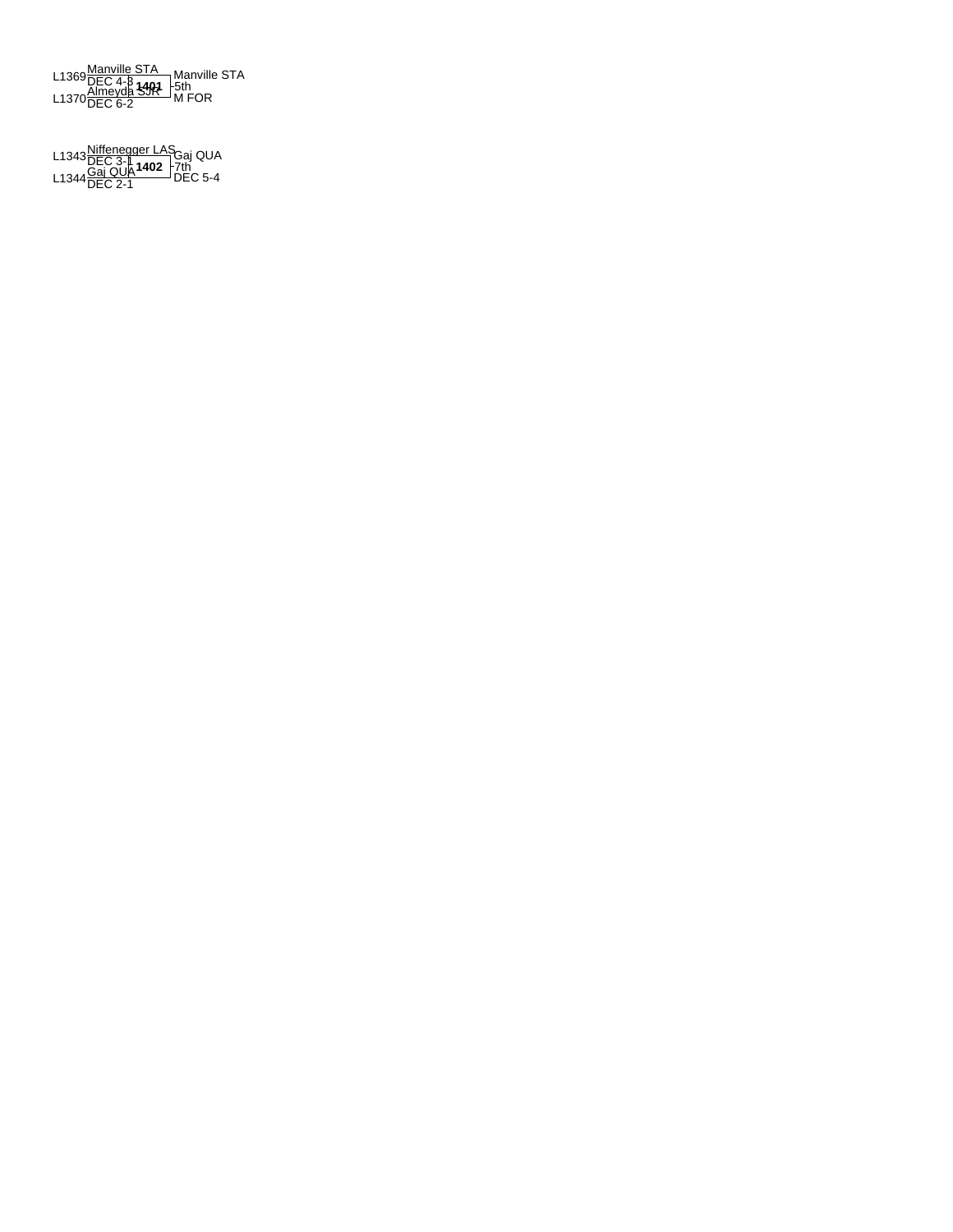L1369 Manville STA
DEC 4-3

**1401** -5th

L1370 Almeyda SJR
DEC 6-2

Manville STA
M FOR

L1343 Niffenegger LAS
DEC 3-1

**1402** -7th

L1344 Gaj QUA
DEC 2-1

Gaj QUA
DEC 5-4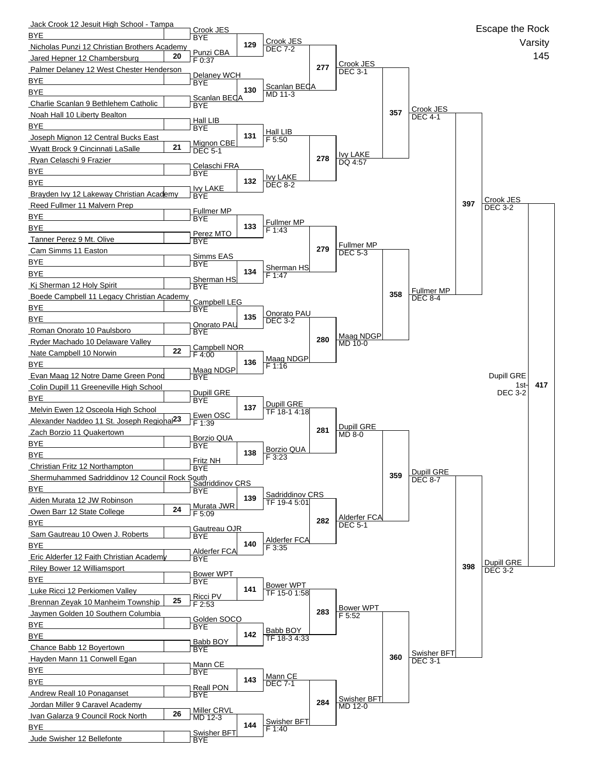# Escape the Rock

Varsity

145

## First Round

| Wrestler | Bout | Result |
|---|---|---|
| Jack Crook 12 Jesuit High School - Tampa vs BYE | | Crook JES — BYE |
| Nicholas Punzi 12 Christian Brothers Academy vs Jared Hepner 12 Chambersburg | 20 | Punzi CBA — F 0:37 |
| Palmer Delaney 12 West Chester Henderson vs BYE | | Delaney WCH — BYE |
| BYE vs Charlie Scanlan 9 Bethlehem Catholic | | Scanlan BECA — BYE |
| Noah Hall 10 Liberty Bealton vs BYE | | Hall LIB — BYE |
| Joseph Mignon 12 Central Bucks East vs Wyatt Brock 9 Cincinnati LaSalle | 21 | Mignon CBE — DEC 5-1 |
| Ryan Celaschi 9 Frazier vs BYE | | Celaschi FRA — BYE |
| BYE vs Brayden Ivy 12 Lakeway Christian Academy | | Ivy LAKE — BYE |
| Reed Fullmer 11 Malvern Prep vs BYE | | Fullmer MP — BYE |
| BYE vs Tanner Perez 9 Mt. Olive | | Perez MTO — BYE |
| Cam Simms 11 Easton vs BYE | | Simms EAS — BYE |
| BYE vs Kj Sherman 12 Holy Spirit | | Sherman HS — BYE |
| Boede Campbell 11 Legacy Christian Academy vs BYE | | Campbell LEG — BYE |
| BYE vs Roman Onorato 10 Paulsboro | | Onorato PAU — BYE |
| Ryder Machado 10 Delaware Valley vs Nate Campbell 10 Norwin | 22 | Campbell NOR — F 4:00 |
| BYE vs Evan Maag 12 Notre Dame Green Pond | | Maag NDGP — BYE |
| Colin Dupill 11 Greeneville High School vs BYE | | Dupill GRE — BYE |
| Melvin Ewen 12 Osceola High School vs Alexander Naddeo 11 St. Joseph Regional | 23 | Ewen OSC — F 1:39 |
| Zach Borzio 11 Quakertown vs BYE | | Borzio QUA — BYE |
| BYE vs Christian Fritz 12 Northampton | | Fritz NH — BYE |
| Shermuhammed Sadriddinov 12 Council Rock South vs BYE | | Sadriddinov CRS — BYE |
| Aiden Murata 12 JW Robinson vs Owen Barr 12 State College | 24 | Murata JWR — F 5:09 |
| BYE vs Sam Gautreau 10 Owen J. Roberts | | Gautreau OJR — BYE |
| BYE vs Eric Alderfer 12 Faith Christian Academy | | Alderfer FCA — BYE |
| Riley Bower 12 Williamsport vs BYE | | Bower WPT — BYE |
| Luke Ricci 12 Perkiomen Valley vs Brennan Zeyak 10 Manheim Township | 25 | Ricci PV — F 2:53 |
| Jaymen Golden 10 Southern Columbia vs BYE | | Golden SOCO — BYE |
| BYE vs Chance Babb 12 Boyertown | | Babb BOY — BYE |
| Hayden Mann 11 Conwell Egan vs BYE | | Mann CE — BYE |
| BYE vs Andrew Reall 10 Ponaganset | | Reall PON — BYE |
| Jordan Miller 9 Caravel Academy vs Ivan Galarza 9 Council Rock North | 26 | Miller CRVL — MD 12-3 |
| BYE vs Jude Swisher 12 Bellefonte | | Swisher BFT — BYE |

## Second Round

| Bout | Winner | Result |
|---|---|---|
| 129 | Crook JES | DEC 7-2 |
| 130 | Scanlan BECA | MD 11-3 |
| 131 | Hall LIB | F 5:50 |
| 132 | Ivy LAKE | DEC 8-2 |
| 133 | Fullmer MP | F 1:43 |
| 134 | Sherman HS | F 1:47 |
| 135 | Onorato PAU | DEC 3-2 |
| 136 | Maag NDGP | F 1:16 |
| 137 | Dupill GRE | TF 18-1 4:18 |
| 138 | Borzio QUA | F 3:23 |
| 139 | Sadriddinov CRS | TF 19-4 5:01 |
| 140 | Alderfer FCA | F 3:35 |
| 141 | Bower WPT | TF 15-0 1:58 |
| 142 | Babb BOY | TF 18-3 4:33 |
| 143 | Mann CE | DEC 7-1 |
| 144 | Swisher BFT | F 1:40 |

## Third Round

| Bout | Winner | Result |
|---|---|---|
| 277 | Crook JES | DEC 3-1 |
| 278 | Ivy LAKE | DQ 4:57 |
| 279 | Fullmer MP | DEC 5-3 |
| 280 | Maag NDGP | MD 10-0 |
| 281 | Dupill GRE | MD 8-0 |
| 282 | Alderfer FCA | DEC 5-1 |
| 283 | Bower WPT | F 5:52 |
| 284 | Swisher BFT | MD 12-0 |

## Quarterfinals

| Bout | Winner | Result |
|---|---|---|
| 357 | Crook JES | DEC 4-1 |
| 358 | Fullmer MP | DEC 8-4 |
| 359 | Dupill GRE | DEC 8-7 |
| 360 | Swisher BFT | DEC 3-1 |

## Semifinals

| Bout | Winner | Result |
|---|---|---|
| 397 | Crook JES | DEC 3-2 |
| 398 | Dupill GRE | DEC 3-2 |

## Final

| Bout | Winner | Result |
|---|---|---|
| 417 | Dupill GRE 1st | DEC 3-2 |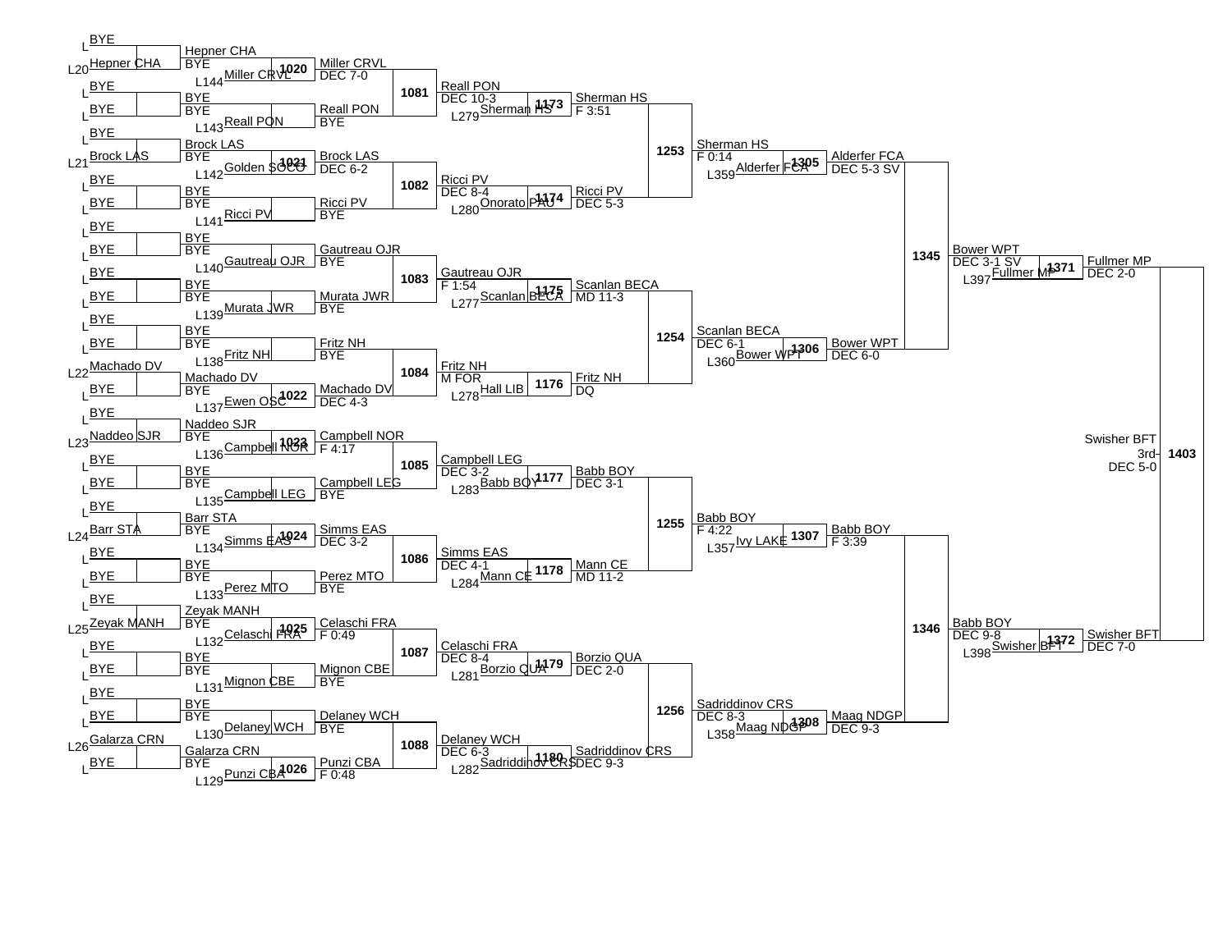## Consolation Bracket

### Opening Round

| Top | Bottom | Advances |
|---|---|---|
| L BYE | L20 Hepner CHA | Hepner CHA |
| L BYE | L BYE | BYE |
| L BYE | L BYE | BYE |
| L BYE | L21 Brock LAS | Brock LAS |
| L BYE | L BYE | BYE |
| L BYE | L BYE | BYE |
| L BYE | L BYE | BYE |
| L BYE | L BYE | BYE |
| L BYE | L BYE | BYE |
| L BYE | L BYE | BYE |
| L BYE | L BYE | BYE |
| L BYE | L BYE | BYE |
| L BYE | L BYE | BYE |
| L BYE | L BYE | BYE |
| L22 Machado DV | L BYE | Machado DV |
| L BYE | L BYE | BYE |
| L23 Naddeo SJR | L BYE | Naddeo SJR |
| L BYE | L BYE | BYE |
| L BYE | L BYE | BYE |
| L24 Barr STA | L BYE | Barr STA |
| L BYE | L BYE | BYE |
| L BYE | L BYE | BYE |
| L25 Zeyak MANH | L BYE | Zeyak MANH |
| L BYE | L BYE | BYE |
| L BYE | L BYE | BYE |
| L BYE | L BYE | BYE |
| L26 Galarza CRN | L BYE | Galarza CRN |

### Bouts

| Bout | Wrestler 1 | Wrestler 2 | Winner | Result |
|---|---|---|---|---|
| 1020 | Hepner CHA | L144 Miller CRVL | Miller CRVL | DEC 7-0 |
| | BYE | L143 Reall PON | Reall PON | BYE |
| 1021 | Brock LAS | L142 Golden SOCO | Brock LAS | DEC 6-2 |
| | BYE | L141 Ricci PV | Ricci PV | BYE |
| | BYE | L140 Gautreau OJR | Gautreau OJR | BYE |
| | BYE | L139 Murata JWR | Murata JWR | BYE |
| | BYE | L138 Fritz NH | Fritz NH | BYE |
| 1022 | Machado DV | L137 Ewen OSC | Machado DV | DEC 4-3 |
| 1023 | Naddeo SJR | L136 Campbell NOR | Campbell NOR | F 4:17 |
| | BYE | L135 Campbell LEG | Campbell LEG | BYE |
| 1024 | Barr STA | L134 Simms EAS | Simms EAS | DEC 3-2 |
| | BYE | L133 Perez MTO | Perez MTO | BYE |
| 1025 | Zeyak MANH | L132 Celaschi FRA | Celaschi FRA | F 0:49 |
| | BYE | L131 Mignon CBE | Mignon CBE | BYE |
| | BYE | L130 Delaney WCH | Delaney WCH | BYE |
| 1026 | Galarza CRN | L129 Punzi CBA | Punzi CBA | F 0:48 |
| 1081 | Miller CRVL | Reall PON | Reall PON | DEC 10-3 |
| 1082 | Brock LAS | Ricci PV | Ricci PV | DEC 8-4 |
| 1083 | Gautreau OJR | Murata JWR | Gautreau OJR | F 1:54 |
| 1084 | Fritz NH | Machado DV | Fritz NH | M FOR |
| 1085 | Campbell NOR | Campbell LEG | Campbell LEG | DEC 3-2 |
| 1086 | Simms EAS | Perez MTO | Simms EAS | DEC 4-1 |
| 1087 | Celaschi FRA | Mignon CBE | Celaschi FRA | DEC 8-4 |
| 1088 | Delaney WCH | Punzi CBA | Delaney WCH | DEC 6-3 |
| 1173 | Reall PON | L279 Sherman HS | Sherman HS | F 3:51 |
| 1174 | Ricci PV | L280 Onorato PAU | Ricci PV | DEC 5-3 |
| 1175 | Gautreau OJR | L277 Scanlan BECA | Scanlan BECA | MD 11-3 |
| 1176 | Fritz NH | L278 Hall LIB | Fritz NH | DQ |
| 1177 | Campbell LEG | L283 Babb BOY | Babb BOY | DEC 3-1 |
| 1178 | Simms EAS | L284 Mann CE | Mann CE | MD 11-2 |
| 1179 | Celaschi FRA | L281 Borzio QUA | Borzio QUA | DEC 2-0 |
| 1180 | Delaney WCH | L282 Sadriddinov CRS | Sadriddinov CRS | DEC 9-3 |
| 1253 | Sherman HS | Ricci PV | Sherman HS | F 0:14 |
| 1254 | Scanlan BECA | Fritz NH | Scanlan BECA | DEC 6-1 |
| 1255 | Babb BOY | Mann CE | Babb BOY | F 4:22 |
| 1256 | Borzio QUA | Sadriddinov CRS | Sadriddinov CRS | DEC 8-3 |
| 1305 | Sherman HS | L359 Alderfer FCA | Alderfer FCA | DEC 5-3 SV |
| 1306 | Scanlan BECA | L360 Bower WPT | Bower WPT | DEC 6-0 |
| 1307 | Babb BOY | L357 Ivy LAKE | Babb BOY | F 3:39 |
| 1308 | Sadriddinov CRS | L358 Maag NDGP | Maag NDGP | DEC 9-3 |
| 1345 | Alderfer FCA | Bower WPT | Bower WPT | DEC 3-1 SV |
| 1346 | Babb BOY | Maag NDGP | Babb BOY | DEC 9-8 |
| 1371 | Bower WPT | L397 Fullmer MP | Fullmer MP | DEC 2-0 |
| 1372 | Babb BOY | L398 Swisher BFT | Swisher BFT | DEC 7-0 |
| 1403 | Fullmer MP | Swisher BFT | Swisher BFT (3rd) | DEC 5-0 |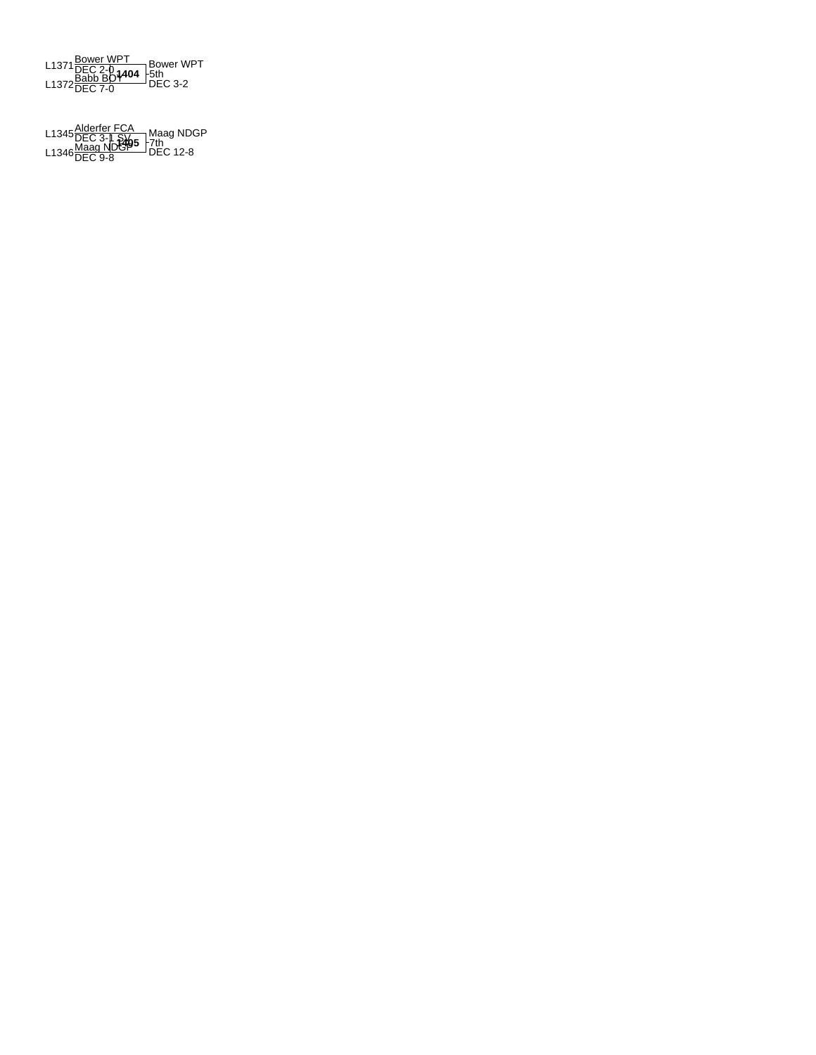L1371 Bower WPT
DEC 2-0

**1404**

L1372 Babb BOY
DEC 7-0

Bower WPT
5th
DEC 3-2

L1345 Alderfer FCA
DEC 3-1 SV

**1405**

L1346 Maag NDGP
DEC 9-8

Maag NDGP
7th
DEC 12-8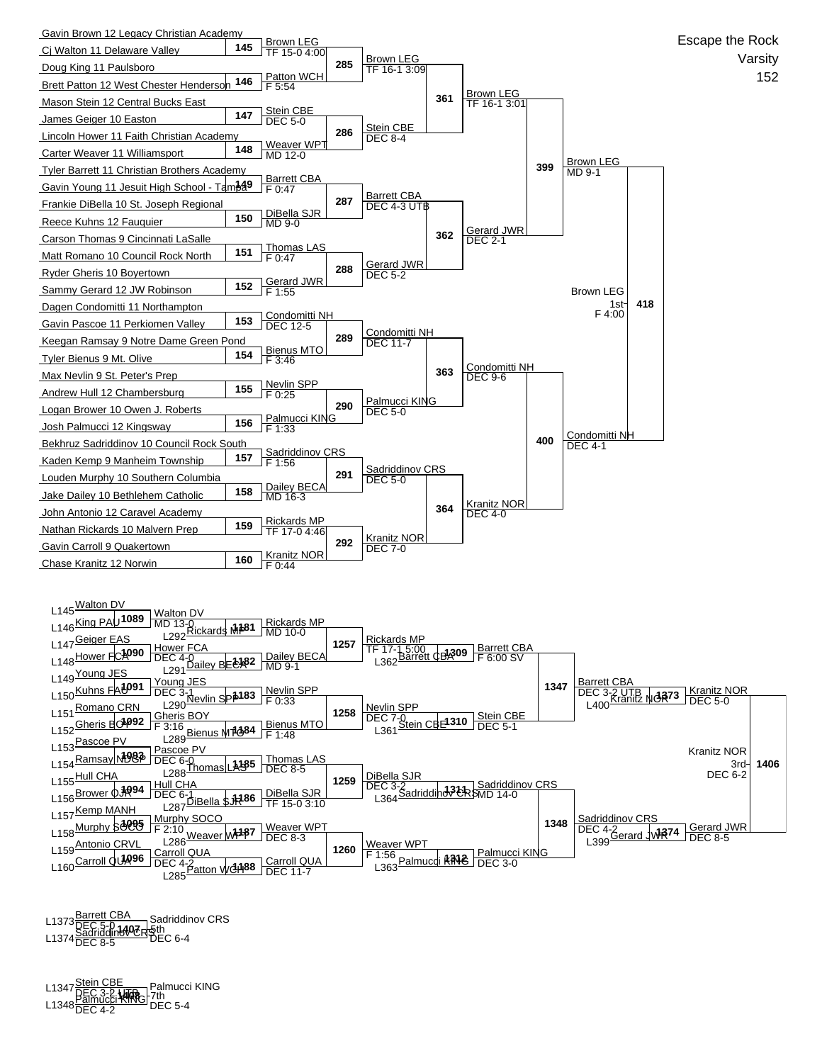# Escape the Rock

Varsity

152

## Championship Bracket

### First Round

| Bout | Wrestler 1 | Wrestler 2 | Winner | Result |
|---|---|---|---|---|
| 145 | Gavin Brown 12 Legacy Christian Academy | Cj Walton 11 Delaware Valley | Brown LEG | TF 15-0 4:00 |
| 146 | Doug King 11 Paulsboro | Brett Patton 12 West Chester Henderson | Patton WCH | F 5:54 |
| 147 | Mason Stein 12 Central Bucks East | James Geiger 10 Easton | Stein CBE | DEC 5-0 |
| 148 | Lincoln Hower 11 Faith Christian Academy | Carter Weaver 11 Williamsport | Weaver WPT | MD 12-0 |
| 149 | Tyler Barrett 11 Christian Brothers Academy | Gavin Young 11 Jesuit High School - Tampa | Barrett CBA | F 0:47 |
| 150 | Frankie DiBella 10 St. Joseph Regional | Reece Kuhns 12 Fauquier | DiBella SJR | MD 9-0 |
| 151 | Carson Thomas 9 Cincinnati LaSalle | Matt Romano 10 Council Rock North | Thomas LAS | F 0:47 |
| 152 | Ryder Gheris 10 Boyertown | Sammy Gerard 12 JW Robinson | Gerard JWR | F 1:55 |
| 153 | Dagen Condomitti 11 Northampton | Gavin Pascoe 11 Perkiomen Valley | Condomitti NH | DEC 12-5 |
| 154 | Keegan Ramsay 9 Notre Dame Green Pond | Tyler Bienus 9 Mt. Olive | Bienus MTO | F 3:46 |
| 155 | Max Nevlin 9 St. Peter's Prep | Andrew Hull 12 Chambersburg | Nevlin SPP | F 0:25 |
| 156 | Logan Brower 10 Owen J. Roberts | Josh Palmucci 12 Kingsway | Palmucci KING | F 1:33 |
| 157 | Bekhruz Sadriddinov 10 Council Rock South | Kaden Kemp 9 Manheim Township | Sadriddinov CRS | F 1:56 |
| 158 | Louden Murphy 10 Southern Columbia | Jake Dailey 10 Bethlehem Catholic | Dailey BECA | MD 16-3 |
| 159 | John Antonio 12 Caravel Academy | Nathan Rickards 10 Malvern Prep | Rickards MP | TF 17-0 4:46 |
| 160 | Gavin Carroll 9 Quakertown | Chase Kranitz 12 Norwin | Kranitz NOR | F 0:44 |

### Second Round

| Bout | Winner | Result |
|---|---|---|
| 285 | Brown LEG | TF 16-1 3:09 |
| 286 | Stein CBE | DEC 8-4 |
| 287 | Barrett CBA | DEC 4-3 UTB |
| 288 | Gerard JWR | DEC 5-2 |
| 289 | Condomitti NH | DEC 11-7 |
| 290 | Palmucci KING | DEC 5-0 |
| 291 | Sadriddinov CRS | DEC 5-0 |
| 292 | Kranitz NOR | DEC 7-0 |

### Quarterfinals

| Bout | Winner | Result |
|---|---|---|
| 361 | Brown LEG | TF 16-1 3:01 |
| 362 | Gerard JWR | DEC 2-1 |
| 363 | Condomitti NH | DEC 9-6 |
| 364 | Kranitz NOR | DEC 4-0 |

### Semifinals

| Bout | Winner | Result |
|---|---|---|
| 399 | Brown LEG | MD 9-1 |
| 400 | Condomitti NH | DEC 4-1 |

### Final

| Bout | Winner | Place | Result |
|---|---|---|---|
| 418 | Brown LEG | 1st | F 4:00 |

## Consolation Bracket

| Bout | Wrestler 1 | Wrestler 2 | Winner | Result |
|---|---|---|---|---|
| 1089 | L145 Walton DV | L146 King PAU | Walton DV | MD 13-0 |
| 1090 | L147 Geiger EAS | L148 Hower FCA | Hower FCA | DEC 4-0 |
| 1091 | L149 Young JES | L150 Kuhns FAU | Young JES | DEC 3-1 |
| 1092 | L151 Romano CRN | L152 Gheris BOY | Gheris BOY | F 3:16 |
| 1093 | L153 Pascoe PV | L154 Ramsay NDGP | Pascoe PV | DEC 6-0 |
| 1094 | L155 Hull CHA | L156 Brower OJR | Hull CHA | DEC 6-1 |
| 1095 | L157 Kemp MANH | L158 Murphy SOCO | Murphy SOCO | F 2:10 |
| 1096 | L159 Antonio CRVL | L160 Carroll QUA | Carroll QUA | DEC 4-2 |
| 1181 | Walton DV | L292 Rickards MP | Rickards MP | MD 10-0 |
| 1182 | Hower FCA | L291 Dailey BECA | Dailey BECA | MD 9-1 |
| 1183 | Young JES | L290 Nevlin SPP | Nevlin SPP | F 0:33 |
| 1184 | Gheris BOY | L289 Bienus MTO | Bienus MTO | F 1:48 |
| 1185 | Pascoe PV | L288 Thomas LAS | Thomas LAS | DEC 8-5 |
| 1186 | Hull CHA | L287 DiBella SJR | DiBella SJR | TF 15-0 3:10 |
| 1187 | Murphy SOCO | L286 Weaver WPT | Weaver WPT | DEC 8-3 |
| 1188 | Carroll QUA | L285 Patton WCH | Carroll QUA | DEC 11-7 |
| 1257 | Rickards MP | Dailey BECA | Rickards MP | TF 17-1 5:00 |
| 1258 | Nevlin SPP | Bienus MTO | Nevlin SPP | DEC 7-0 |
| 1259 | Thomas LAS | DiBella SJR | DiBella SJR | DEC 3-2 |
| 1260 | Weaver WPT | Carroll QUA | Weaver WPT | F 1:56 |
| 1309 | Rickards MP | L362 Barrett CBA | Barrett CBA | F 6:00 SV |
| 1310 | Nevlin SPP | L361 Stein CBE | Stein CBE | DEC 5-1 |
| 1311 | DiBella SJR | L364 Sadriddinov CRS | Sadriddinov CRS | MD 14-0 |
| 1312 | Weaver WPT | L363 Palmucci KING | Palmucci KING | DEC 3-0 |
| 1347 | Barrett CBA | Stein CBE | Barrett CBA | DEC 3-2 UTB |
| 1348 | Sadriddinov CRS | Palmucci KING | Sadriddinov CRS | DEC 4-2 |
| 1373 | Barrett CBA | L400 Kranitz NOR | Kranitz NOR | DEC 5-0 |
| 1374 | Sadriddinov CRS | L399 Gerard JWR | Gerard JWR | DEC 8-5 |

### 3rd Place

| Bout | Winner | Place | Result |
|---|---|---|---|
| 1406 | Kranitz NOR | 3rd | DEC 6-2 |

### 5th Place

| Bout | Wrestler 1 | Wrestler 2 | Winner | Place | Result |
|---|---|---|---|---|---|
| 1407 | L1373 Barrett CBA (DEC 5-0) | L1374 Sadriddinov CRS (DEC 8-5) | Sadriddinov CRS | 5th | DEC 6-4 |

### 7th Place

| Bout | Wrestler 1 | Wrestler 2 | Winner | Place | Result |
|---|---|---|---|---|---|
| 1408 | L1347 Stein CBE (DEC 3-2 UTB) | L1348 Palmucci KING (DEC 4-2) | Palmucci KING | 7th | DEC 5-4 |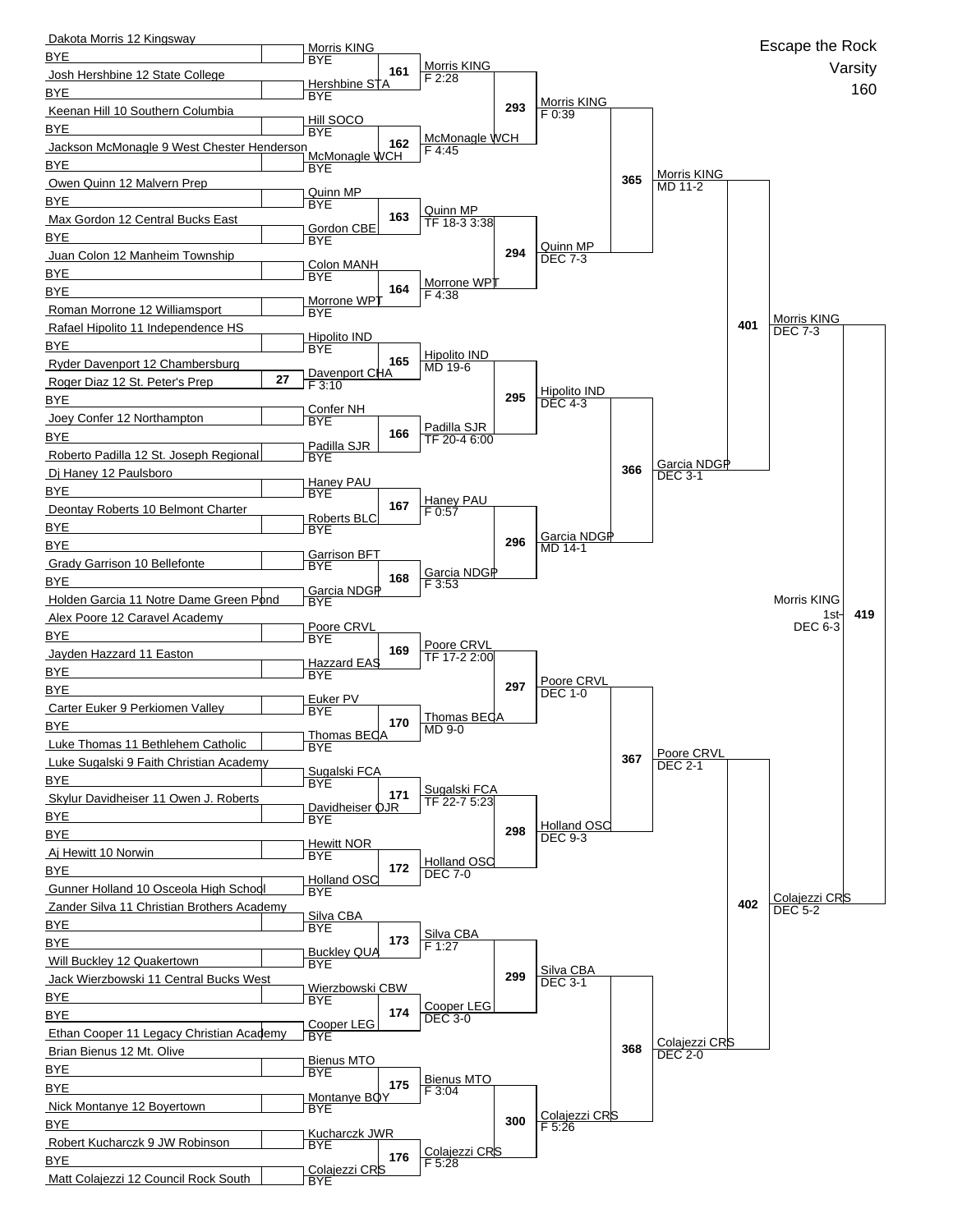# Escape the Rock

Varsity

160

## First Round (Bout 27)

| Wrestler | Opponent | Bout | Winner / Result |
|---|---|---|---|
| Dakota Morris 12 Kingsway | BYE | | Morris KING / BYE |
| Josh Hershbine 12 State College | BYE | | Hershbine STA / BYE |
| Keenan Hill 10 Southern Columbia | BYE | | Hill SOCO / BYE |
| Jackson McMonagle 9 West Chester Henderson | BYE | | McMonagle WCH / BYE |
| Owen Quinn 12 Malvern Prep | BYE | | Quinn MP / BYE |
| Max Gordon 12 Central Bucks East | BYE | | Gordon CBE / BYE |
| Juan Colon 12 Manheim Township | BYE | | Colon MANH / BYE |
| BYE | Roman Morrone 12 Williamsport | | Morrone WPT / BYE |
| Rafael Hipolito 11 Independence HS | BYE | | Hipolito IND / BYE |
| Ryder Davenport 12 Chambersburg | Roger Diaz 12 St. Peter's Prep | 27 | Davenport CHA / F 3:10 |
| BYE | Joey Confer 12 Northampton | | Confer NH / BYE |
| BYE | Roberto Padilla 12 St. Joseph Regional | | Padilla SJR / BYE |
| Dj Haney 12 Paulsboro | BYE | | Haney PAU / BYE |
| Deontay Roberts 10 Belmont Charter | BYE | | Roberts BLC / BYE |
| BYE | Grady Garrison 10 Bellefonte | | Garrison BFT / BYE |
| BYE | Holden Garcia 11 Notre Dame Green Pond | | Garcia NDGP / BYE |
| Alex Poore 12 Caravel Academy | BYE | | Poore CRVL / BYE |
| Jayden Hazzard 11 Easton | BYE | | Hazzard EAS / BYE |
| BYE | Carter Euker 9 Perkiomen Valley | | Euker PV / BYE |
| BYE | Luke Thomas 11 Bethlehem Catholic | | Thomas BECA / BYE |
| Luke Sugalski 9 Faith Christian Academy | BYE | | Sugalski FCA / BYE |
| Skylur Davidheiser 11 Owen J. Roberts | BYE | | Davidheiser OJR / BYE |
| BYE | Aj Hewitt 10 Norwin | | Hewitt NOR / BYE |
| BYE | Gunner Holland 10 Osceola High School | | Holland OSC / BYE |
| Zander Silva 11 Christian Brothers Academy | BYE | | Silva CBA / BYE |
| BYE | Will Buckley 12 Quakertown | | Buckley QUA / BYE |
| Jack Wierzbowski 11 Central Bucks West | BYE | | Wierzbowski CBW / BYE |
| BYE | Ethan Cooper 11 Legacy Christian Academy | | Cooper LEG / BYE |
| Brian Bienus 12 Mt. Olive | BYE | | Bienus MTO / BYE |
| BYE | Nick Montanye 12 Boyertown | | Montanye BOY / BYE |
| BYE | Robert Kucharczk 9 JW Robinson | | Kucharczk JWR / BYE |
| BYE | Matt Colajezzi 12 Council Rock South | | Colajezzi CRS / BYE |

## Second Round

| Bout | Matchup | Winner / Result |
|---|---|---|
| 161 | Morris KING vs Hershbine STA | Morris KING F 2:28 |
| 162 | Hill SOCO vs McMonagle WCH | McMonagle WCH F 4:45 |
| 163 | Quinn MP vs Gordon CBE | Quinn MP TF 18-3 3:38 |
| 164 | Colon MANH vs Morrone WPT | Morrone WPT F 4:38 |
| 165 | Hipolito IND vs Davenport CHA | Hipolito IND MD 19-6 |
| 166 | Confer NH vs Padilla SJR | Padilla SJR TF 20-4 6:00 |
| 167 | Haney PAU vs Roberts BLC | Haney PAU F 0:57 |
| 168 | Garrison BFT vs Garcia NDGP | Garcia NDGP F 3:53 |
| 169 | Poore CRVL vs Hazzard EAS | Poore CRVL TF 17-2 2:00 |
| 170 | Euker PV vs Thomas BECA | Thomas BECA MD 9-0 |
| 171 | Sugalski FCA vs Davidheiser OJR | Sugalski FCA TF 22-7 5:23 |
| 172 | Hewitt NOR vs Holland OSC | Holland OSC DEC 7-0 |
| 173 | Silva CBA vs Buckley QUA | Silva CBA F 1:27 |
| 174 | Wierzbowski CBW vs Cooper LEG | Cooper LEG DEC 3-0 |
| 175 | Bienus MTO vs Montanye BOY | Bienus MTO F 3:04 |
| 176 | Kucharczk JWR vs Colajezzi CRS | Colajezzi CRS F 5:28 |

## Third Round

| Bout | Matchup | Winner / Result |
|---|---|---|
| 293 | Morris KING vs McMonagle WCH | Morris KING F 0:39 |
| 294 | Quinn MP vs Morrone WPT | Quinn MP DEC 7-3 |
| 295 | Hipolito IND vs Padilla SJR | Hipolito IND DEC 4-3 |
| 296 | Haney PAU vs Garcia NDGP | Garcia NDGP MD 14-1 |
| 297 | Poore CRVL vs Thomas BECA | Poore CRVL DEC 1-0 |
| 298 | Sugalski FCA vs Holland OSC | Holland OSC DEC 9-3 |
| 299 | Silva CBA vs Cooper LEG | Silva CBA DEC 3-1 |
| 300 | Bienus MTO vs Colajezzi CRS | Colajezzi CRS F 5:26 |

## Quarterfinals

| Bout | Matchup | Winner / Result |
|---|---|---|
| 365 | Morris KING vs Quinn MP | Morris KING MD 11-2 |
| 366 | Hipolito IND vs Garcia NDGP | Garcia NDGP DEC 3-1 |
| 367 | Poore CRVL vs Holland OSC | Poore CRVL DEC 2-1 |
| 368 | Silva CBA vs Colajezzi CRS | Colajezzi CRS DEC 2-0 |

## Semifinals

| Bout | Matchup | Winner / Result |
|---|---|---|
| 401 | Morris KING vs Garcia NDGP | Morris KING DEC 7-3 |
| 402 | Poore CRVL vs Colajezzi CRS | Colajezzi CRS DEC 5-2 |

## Final

| Bout | Matchup | Winner / Result |
|---|---|---|
| 419 | Morris KING vs Colajezzi CRS | Morris KING 1st DEC 6-3 |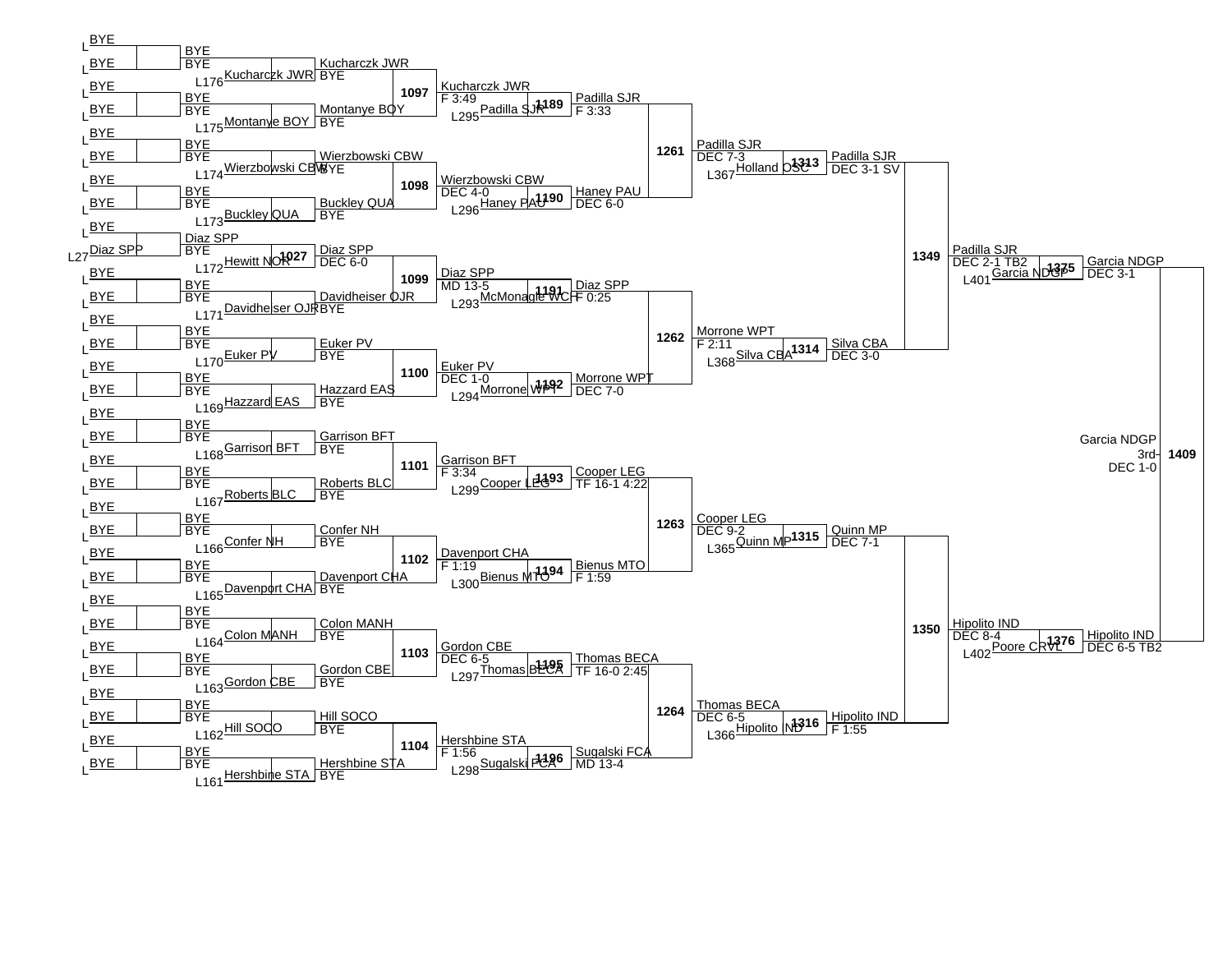**Consolation Bracket**

**Round 1 / Round 2**

| Loser from | Wrestler | Advances |
|---|---|---|
| L | BYE | BYE |
| L | BYE | BYE |
| L | BYE | BYE |
| L | BYE | BYE |
| L | BYE | BYE |
| L | BYE | BYE |
| L | BYE | BYE |
| L | BYE | BYE |
| L | BYE | Diaz SPP |
| L27 | Diaz SPP | BYE |
| L | BYE | BYE |
| L | BYE | BYE |
| L | BYE | BYE |
| L | BYE | BYE |
| L | BYE | BYE |
| L | BYE | BYE |
| L | BYE | BYE |
| L | BYE | BYE |
| L | BYE | BYE |
| L | BYE | BYE |
| L | BYE | BYE |
| L | BYE | BYE |
| L | BYE | BYE |
| L | BYE | BYE |
| L | BYE | BYE |
| L | BYE | BYE |
| L | BYE | BYE |
| L | BYE | BYE |
| L | BYE | BYE |
| L | BYE | BYE |
| L | BYE | BYE |
| L | BYE | BYE |

**Round 3**

| Loser from | Wrestler | Opponent | Bout | Winner / Result |
|---|---|---|---|---|
| L176 | Kucharczk JWR | BYE | | Kucharczk JWR, BYE |
| L175 | Montanye BOY | BYE | | Montanye BOY, BYE |
| L174 | Wierzbowski CBW | BYE | | Wierzbowski CBW, BYE |
| L173 | Buckley QUA | BYE | | Buckley QUA, BYE |
| L172 | Hewitt NOR | Diaz SPP | 1027 | Diaz SPP, DEC 6-0 |
| L171 | Davidheiser OJR | BYE | | Davidheiser OJR, BYE |
| L170 | Euker PV | BYE | | Euker PV, BYE |
| L169 | Hazzard EAS | BYE | | Hazzard EAS, BYE |
| L168 | Garrison BFT | BYE | | Garrison BFT, BYE |
| L167 | Roberts BLC | BYE | | Roberts BLC, BYE |
| L166 | Confer NH | BYE | | Confer NH, BYE |
| L165 | Davenport CHA | BYE | | Davenport CHA, BYE |
| L164 | Colon MANH | BYE | | Colon MANH, BYE |
| L163 | Gordon CBE | BYE | | Gordon CBE, BYE |
| L162 | Hill SOCO | BYE | | Hill SOCO, BYE |
| L161 | Hershbine STA | BYE | | Hershbine STA, BYE |

**Round 4**

| Bout | Wrestlers | Winner | Result |
|---|---|---|---|
| 1097 | Kucharczk JWR vs. Montanye BOY | Kucharczk JWR | F 3:49 |
| 1098 | Wierzbowski CBW vs. Buckley QUA | Wierzbowski CBW | DEC 4-0 |
| 1099 | Diaz SPP vs. Davidheiser OJR | Diaz SPP | MD 13-5 |
| 1100 | Euker PV vs. Hazzard EAS | Euker PV | DEC 1-0 |
| 1101 | Garrison BFT vs. Roberts BLC | Garrison BFT | F 3:34 |
| 1102 | Confer NH vs. Davenport CHA | Davenport CHA | F 1:19 |
| 1103 | Colon MANH vs. Gordon CBE | Gordon CBE | DEC 6-5 |
| 1104 | Hill SOCO vs. Hershbine STA | Hershbine STA | F 1:56 |

**Round 5**

| Bout | Loser from | Wrestler | Opponent | Winner | Result |
|---|---|---|---|---|---|
| 1189 | L295 | Padilla SJR | Kucharczk JWR | Padilla SJR | F 3:33 |
| 1190 | L296 | Haney PAU | Wierzbowski CBW | Haney PAU | DEC 6-0 |
| 1191 | L293 | McMonagle WCH | Diaz SPP | Diaz SPP | F 0:25 |
| 1192 | L294 | Morrone WPT | Euker PV | Morrone WPT | DEC 7-0 |
| 1193 | L299 | Cooper LEG | Garrison BFT | Cooper LEG | TF 16-1 4:22 |
| 1194 | L300 | Bienus MTO | Davenport CHA | Bienus MTO | F 1:59 |
| 1195 | L297 | Thomas BECA | Gordon CBE | Thomas BECA | TF 16-0 2:45 |
| 1196 | L298 | Sugalski FCA | Hershbine STA | Sugalski FCA | MD 13-4 |

**Round 6**

| Bout | Wrestlers | Winner | Result |
|---|---|---|---|
| 1261 | Padilla SJR vs. Haney PAU | Padilla SJR | DEC 7-3 |
| 1262 | Diaz SPP vs. Morrone WPT | Morrone WPT | F 2:11 |
| 1263 | Cooper LEG vs. Bienus MTO | Cooper LEG | DEC 9-2 |
| 1264 | Thomas BECA vs. Sugalski FCA | Thomas BECA | DEC 6-5 |

**Round 7**

| Bout | Loser from | Wrestler | Opponent | Winner | Result |
|---|---|---|---|---|---|
| 1313 | L367 | Holland OSC | Padilla SJR | Padilla SJR | DEC 3-1 SV |
| 1314 | L368 | Silva CBA | Morrone WPT | Silva CBA | DEC 3-0 |
| 1315 | L365 | Quinn MP | Cooper LEG | Quinn MP | DEC 7-1 |
| 1316 | L366 | Hipolito IND | Thomas BECA | Hipolito IND | F 1:55 |

**Round 8**

| Bout | Wrestlers | Winner | Result |
|---|---|---|---|
| 1349 | Padilla SJR vs. Silva CBA | Padilla SJR | DEC 2-1 TB2 |
| 1350 | Quinn MP vs. Hipolito IND | Hipolito IND | DEC 8-4 |

**Round 9**

| Bout | Loser from | Wrestler | Opponent | Winner | Result |
|---|---|---|---|---|---|
| 1375 | L401 | Garcia NDGP | Padilla SJR | Garcia NDGP | DEC 3-1 |
| 1376 | L402 | Poore CRVL | Hipolito IND | Hipolito IND | DEC 6-5 TB2 |

**3rd Place**

| Bout | Wrestlers | Winner | Result |
|---|---|---|---|
| 1409 | Garcia NDGP vs. Hipolito IND | Garcia NDGP (3rd) | DEC 1-0 |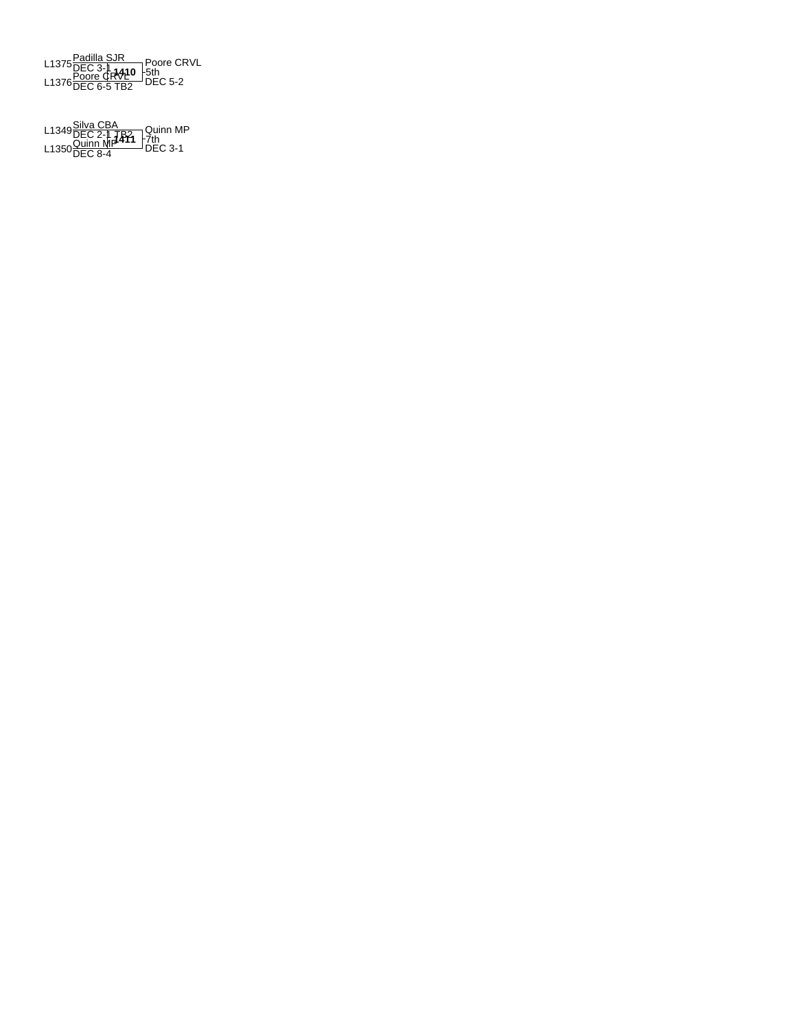L1375 Padilla SJR
DEC 3-1

**1410** Poore CRVL
5th
DEC 5-2

L1376 Poore CRVL
DEC 6-5 TB2

L1349 Silva CBA
DEC 2-1 TB2

**1411** Quinn MP
7th
DEC 3-1

L1350 Quinn MP
DEC 8-4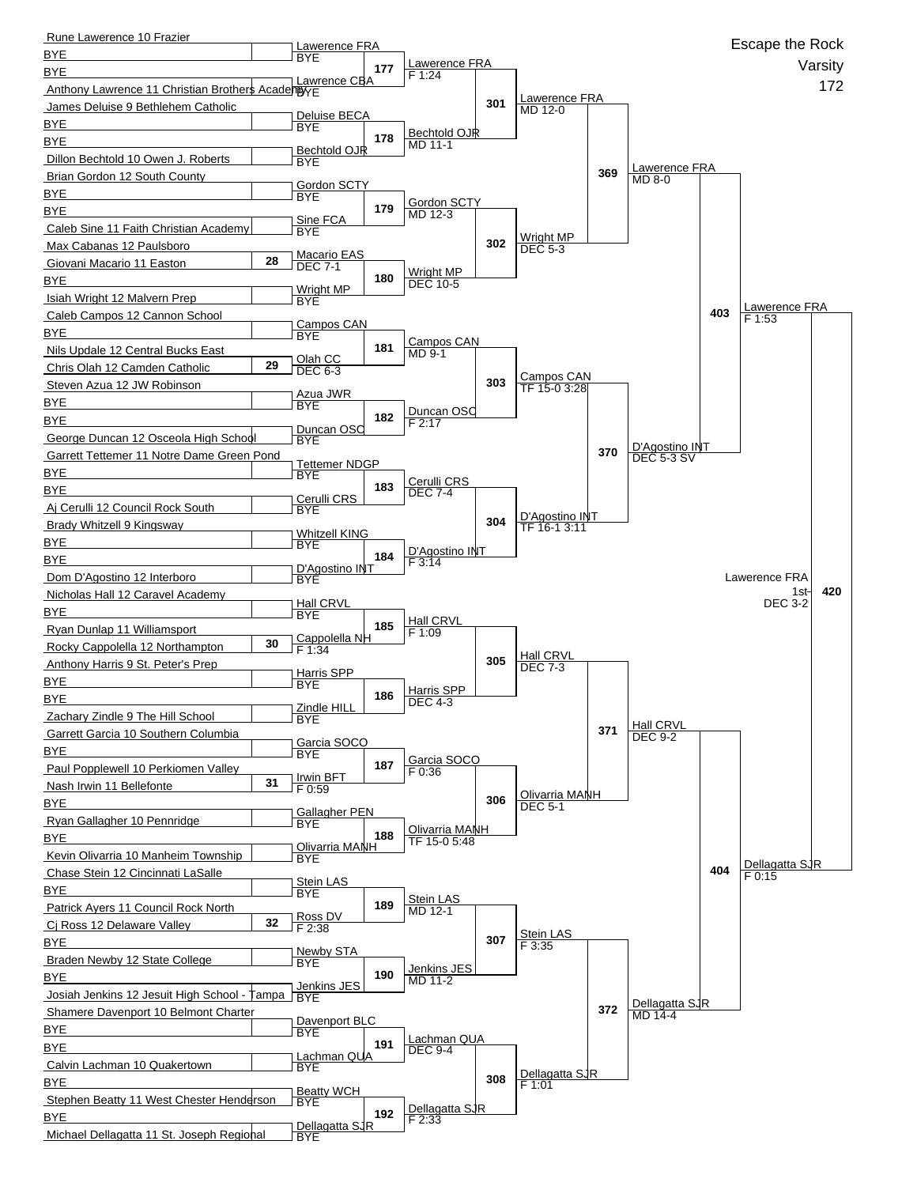# Escape the Rock

## Varsity

## 172

### Round 1 Entries

| Line | Wrestler | Bout |
|---|---|---|
| 1 | Rune Lawerence 10 Frazier | |
| 2 | BYE | |
| 3 | BYE | |
| 4 | Anthony Lawrence 11 Christian Brothers Academy | |
| 5 | James Deluise 9 Bethlehem Catholic | |
| 6 | BYE | |
| 7 | BYE | |
| 8 | Dillon Bechtold 10 Owen J. Roberts | |
| 9 | Brian Gordon 12 South County | |
| 10 | BYE | |
| 11 | BYE | |
| 12 | Caleb Sine 11 Faith Christian Academy | |
| 13 | Max Cabanas 12 Paulsboro | |
| 14 | Giovani Macario 11 Easton | 28 |
| 15 | BYE | |
| 16 | Isiah Wright 12 Malvern Prep | |
| 17 | Caleb Campos 12 Cannon School | |
| 18 | BYE | |
| 19 | Nils Updale 12 Central Bucks East | |
| 20 | Chris Olah 12 Camden Catholic | 29 |
| 21 | Steven Azua 12 JW Robinson | |
| 22 | BYE | |
| 23 | BYE | |
| 24 | George Duncan 12 Osceola High School | |
| 25 | Garrett Tettemer 11 Notre Dame Green Pond | |
| 26 | BYE | |
| 27 | BYE | |
| 28 | Aj Cerulli 12 Council Rock South | |
| 29 | Brady Whitzell 9 Kingsway | |
| 30 | BYE | |
| 31 | BYE | |
| 32 | Dom D'Agostino 12 Interboro | |
| 33 | Nicholas Hall 12 Caravel Academy | |
| 34 | BYE | |
| 35 | Ryan Dunlap 11 Williamsport | |
| 36 | Rocky Cappolella 12 Northampton | 30 |
| 37 | Anthony Harris 9 St. Peter's Prep | |
| 38 | BYE | |
| 39 | BYE | |
| 40 | Zachary Zindle 9 The Hill School | |
| 41 | Garrett Garcia 10 Southern Columbia | |
| 42 | BYE | |
| 43 | Paul Popplewell 10 Perkiomen Valley | |
| 44 | Nash Irwin 11 Bellefonte | 31 |
| 45 | BYE | |
| 46 | Ryan Gallagher 10 Pennridge | |
| 47 | BYE | |
| 48 | Kevin Olivarria 10 Manheim Township | |
| 49 | Chase Stein 12 Cincinnati LaSalle | |
| 50 | BYE | |
| 51 | Patrick Ayers 11 Council Rock North | |
| 52 | Cj Ross 12 Delaware Valley | 32 |
| 53 | BYE | |
| 54 | Braden Newby 12 State College | |
| 55 | BYE | |
| 56 | Josiah Jenkins 12 Jesuit High School - Tampa | |
| 57 | Shamere Davenport 10 Belmont Charter | |
| 58 | BYE | |
| 59 | BYE | |
| 60 | Calvin Lachman 10 Quakertown | |
| 61 | BYE | |
| 62 | Stephen Beatty 11 West Chester Henderson | |
| 63 | BYE | |
| 64 | Michael Dellagatta 11 St. Joseph Regional | |

### Round 2

| Bout | Wrestler 1 | Wrestler 2 | Winner | Result |
|---|---|---|---|---|
| 177 | Lawerence FRA (BYE) | Lawrence CBA (BYE) | Lawerence FRA | F 1:24 |
| 178 | Deluise BECA (BYE) | Bechtold OJR (BYE) | Bechtold OJR | MD 11-1 |
| 179 | Gordon SCTY (BYE) | Sine FCA (BYE) | Gordon SCTY | MD 12-3 |
| 180 | Macario EAS (DEC 7-1) | Wright MP (BYE) | Wright MP | DEC 10-5 |
| 181 | Campos CAN (BYE) | Olah CC (DEC 6-3) | Campos CAN | MD 9-1 |
| 182 | Azua JWR (BYE) | Duncan OSC (BYE) | Duncan OSC | F 2:17 |
| 183 | Tettemer NDGP (BYE) | Cerulli CRS (BYE) | Cerulli CRS | DEC 7-4 |
| 184 | Whitzell KING (BYE) | D'Agostino INT (BYE) | D'Agostino INT | F 3:14 |
| 185 | Hall CRVL (BYE) | Cappolella NH (F 1:34) | Hall CRVL | F 1:09 |
| 186 | Harris SPP (BYE) | Zindle HILL (BYE) | Harris SPP | DEC 4-3 |
| 187 | Garcia SOCO (BYE) | Irwin BFT (F 0:59) | Garcia SOCO | F 0:36 |
| 188 | Gallagher PEN (BYE) | Olivarria MANH (BYE) | Olivarria MANH | TF 15-0 5:48 |
| 189 | Stein LAS (BYE) | Ross DV (F 2:38) | Stein LAS | MD 12-1 |
| 190 | Newby STA (BYE) | Jenkins JES (BYE) | Jenkins JES | MD 11-2 |
| 191 | Davenport BLC (BYE) | Lachman QUA (BYE) | Lachman QUA | DEC 9-4 |
| 192 | Beatty WCH (BYE) | Dellagatta SJR (BYE) | Dellagatta SJR | F 2:33 |

### Round 3

| Bout | Winner | Result |
|---|---|---|
| 301 | Lawerence FRA | MD 12-0 |
| 302 | Wright MP | DEC 5-3 |
| 303 | Campos CAN | TF 15-0 3:28 |
| 304 | D'Agostino INT | TF 16-1 3:11 |
| 305 | Hall CRVL | DEC 7-3 |
| 306 | Olivarria MANH | DEC 5-1 |
| 307 | Stein LAS | F 3:35 |
| 308 | Dellagatta SJR | F 1:01 |

### Quarterfinals

| Bout | Winner | Result |
|---|---|---|
| 369 | Lawerence FRA | MD 8-0 |
| 370 | D'Agostino INT | DEC 5-3 SV |
| 371 | Hall CRVL | DEC 9-2 |
| 372 | Dellagatta SJR | MD 14-4 |

### Semifinals

| Bout | Winner | Result |
|---|---|---|
| 403 | Lawerence FRA | F 1:53 |
| 404 | Dellagatta SJR | F 0:15 |

### Final

| Bout | Winner | Place | Result |
|---|---|---|---|
| 420 | Lawerence FRA | 1st | DEC 3-2 |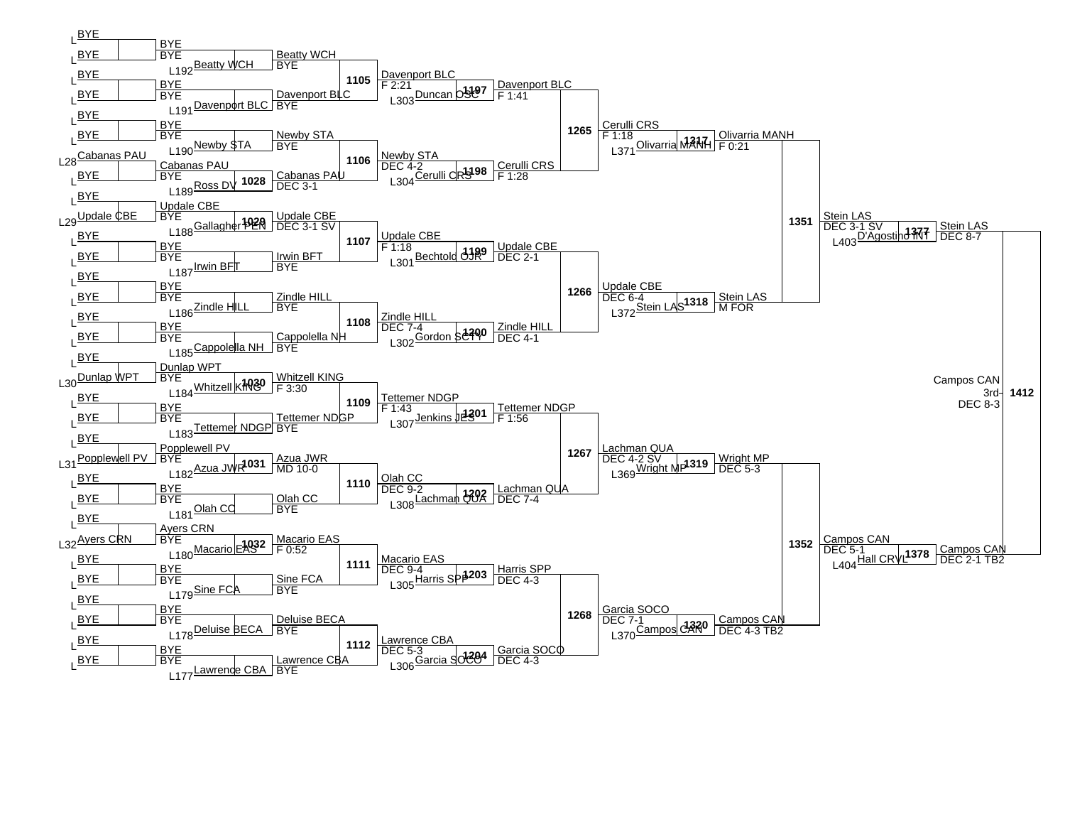| Bout | Winner | Result | Opponent |
|---|---|---|---|
| 1028 | Cabanas PAU | DEC 3-1 | Ross DV |
| 1029 | Updale CBE | DEC 3-1 SV | Gallagher PEN |
| 1030 | Whitzell KING | F 3:30 | Dunlap WPT |
| 1031 | Azua JWR | MD 10-0 | Popplewell PV |
| 1032 | Macario EAS | F 0:52 | Ayers CRN |
| 1105 | Davenport BLC | F 2:21 | Beatty WCH |
| 1106 | Newby STA | DEC 4-2 | Cabanas PAU |
| 1107 | Updale CBE | F 1:18 | Irwin BFT |
| 1108 | Zindle HILL | DEC 7-4 | Cappolella NH |
| 1109 | Tettemer NDGP | F 1:43 | Whitzell KING |
| 1110 | Olah CC | DEC 9-2 | Azua JWR |
| 1111 | Macario EAS | DEC 9-4 | Sine FCA |
| 1112 | Lawrence CBA | DEC 5-3 | Deluise BECA |
| 1197 | Davenport BLC | F 1:41 | Duncan OSC |
| 1198 | Cerulli CRS | F 1:28 | Newby STA |
| 1199 | Updale CBE | DEC 2-1 | Bechtold OJR |
| 1200 | Zindle HILL | DEC 4-1 | Gordon SCTY |
| 1201 | Tettemer NDGP | F 1:56 | Jenkins JES |
| 1202 | Lachman QUA | DEC 7-4 | Olah CC |
| 1203 | Harris SPP | DEC 4-3 | Macario EAS |
| 1204 | Garcia SOCO | DEC 4-3 | Lawrence CBA |
| 1265 | Cerulli CRS | F 1:18 | Davenport BLC |
| 1266 | Updale CBE | DEC 6-4 | Zindle HILL |
| 1267 | Lachman QUA | DEC 4-2 SV | Tettemer NDGP |
| 1268 | Garcia SOCO | DEC 7-1 | Harris SPP |
| 1317 | Olivarria MANH | F 0:21 | Cerulli CRS |
| 1318 | Stein LAS | M FOR | Updale CBE |
| 1319 | Wright MP | DEC 5-3 | Lachman QUA |
| 1320 | Campos CAN | DEC 4-3 TB2 | Garcia SOCO |
| 1351 | Stein LAS | DEC 3-1 SV | Olivarria MANH |
| 1352 | Campos CAN | DEC 5-1 | Wright MP |
| 1377 | Stein LAS | DEC 8-7 | D'Agostino INT |
| 1378 | Campos CAN | DEC 2-1 TB2 | Hall CRVL |
| 1412 | Campos CAN (3rd) | DEC 8-3 | Stein LAS |

Loser placements: L28 Cabanas PAU, L29 Updale CBE, L30 Dunlap WPT, L31 Popplewell PV, L32 Ayers CRN; L192 Beatty WCH, L191 Davenport BLC, L190 Newby STA, L189 Ross DV, L188 Gallagher PEN, L187 Irwin BFT, L186 Zindle HILL, L185 Cappolella NH, L184 Whitzell KING, L183 Tettemer NDGP, L182 Azua JWR, L181 Olah CC, L180 Macario EAS, L179 Sine FCA, L178 Deluise BECA, L177 Lawrence CBA; L303 Duncan OSC, L304 Cerulli CRS, L301 Bechtold OJR, L302 Gordon SCTY, L307 Jenkins JES, L308 Lachman QUA, L305 Harris SPP, L306 Garcia SOCO; L371 Olivarria MANH, L372 Stein LAS, L369 Wright MP, L370 Campos CAN; L403 D'Agostino INT, L404 Hall CRVL.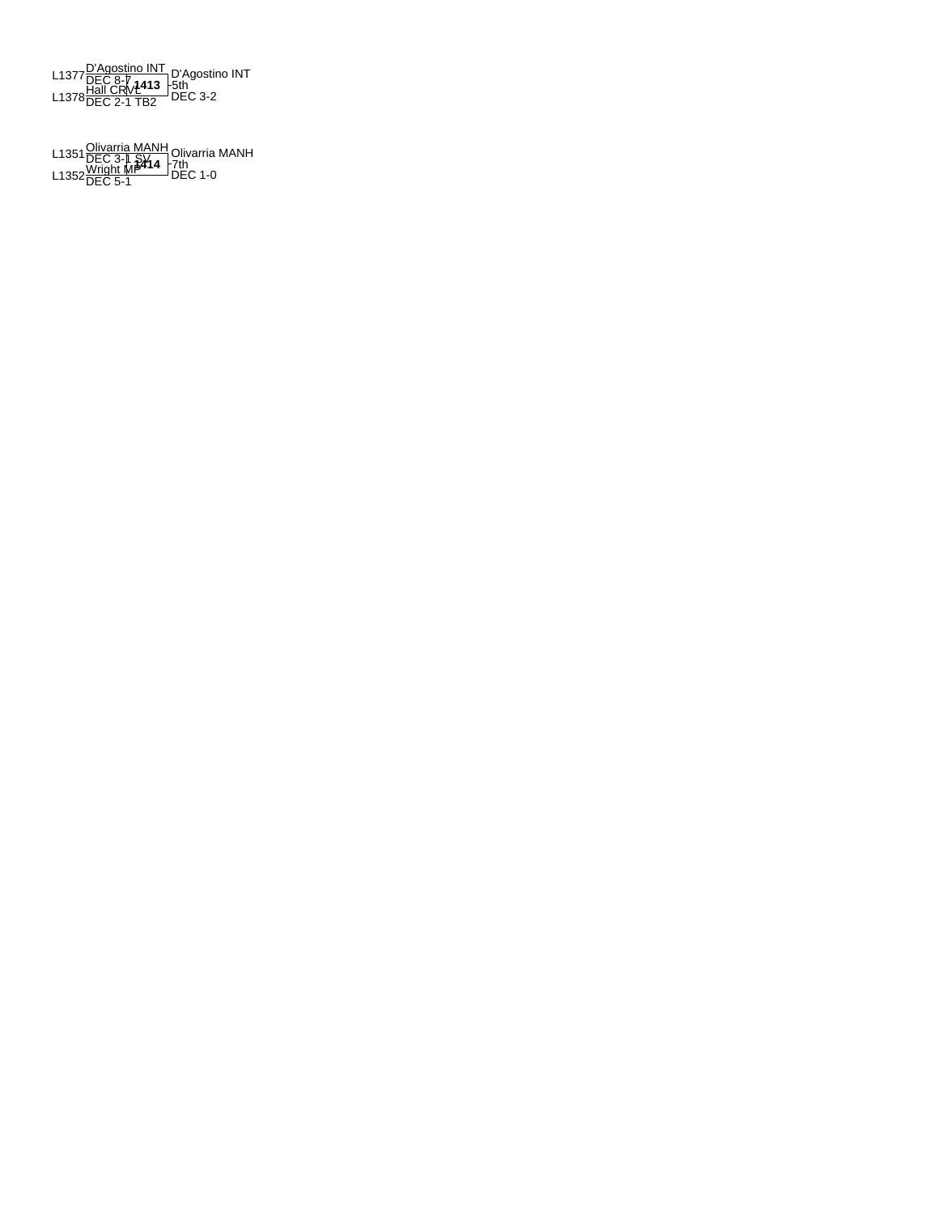L1377 D'Agostino INT
DEC 8-7

1413 — 5th
D'Agostino INT
DEC 3-2

L1378 Hall CRVL
DEC 2-1 TB2

L1351 Olivarria MANH
DEC 3-1 SV

1414 — 7th
Olivarria MANH
DEC 1-0

L1352 Wright MP
DEC 5-1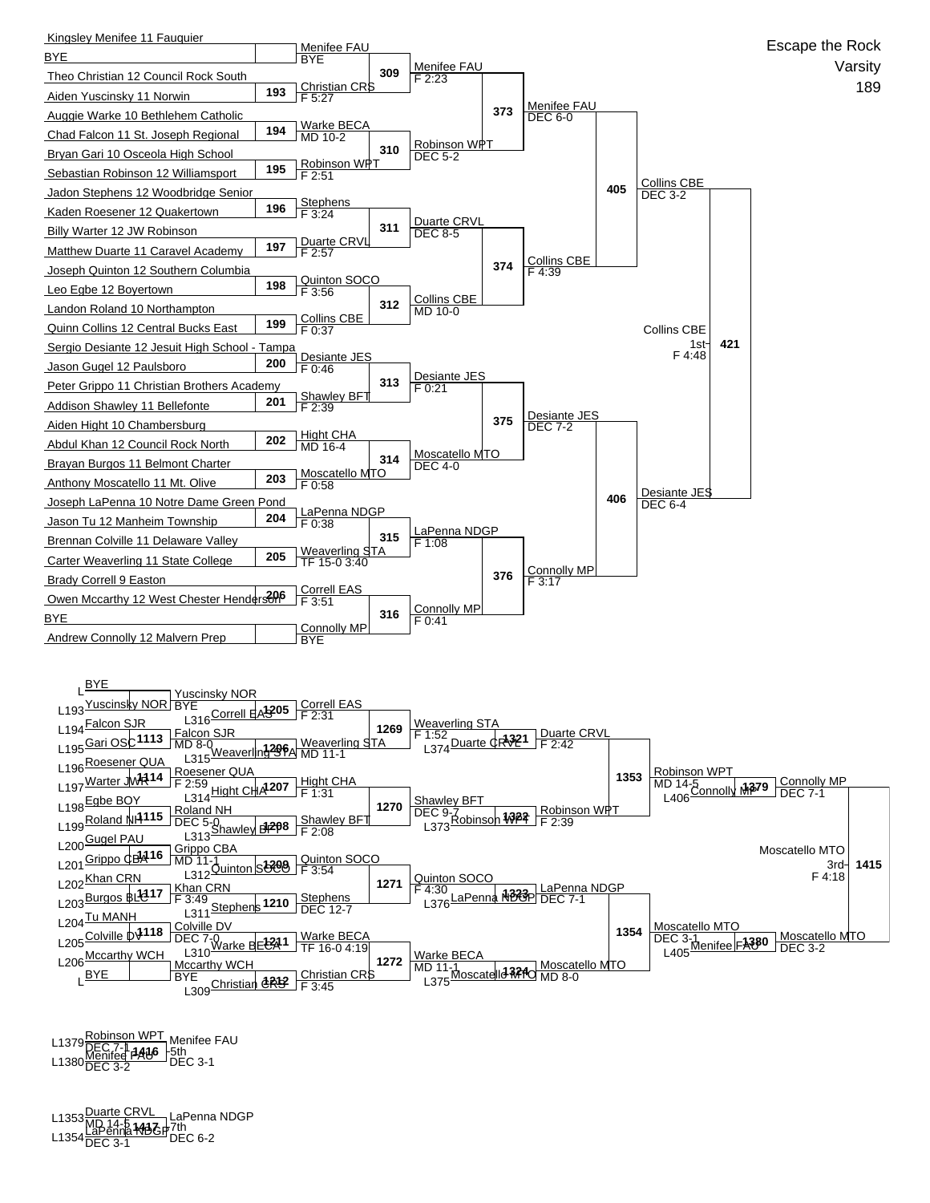# Escape the Rock

Varsity

189

## Championship Bracket

| Bout | Wrestler 1 | Wrestler 2 | Winner | Result |
|---|---|---|---|---|
| — | Kingsley Menifee 11 Fauquier | BYE | Menifee FAU | BYE |
| 193 | Theo Christian 12 Council Rock South | Aiden Yuscinsky 11 Norwin | Christian CRS | F 5:27 |
| 194 | Auggie Warke 10 Bethlehem Catholic | Chad Falcon 11 St. Joseph Regional | Warke BECA | MD 10-2 |
| 195 | Bryan Gari 10 Osceola High School | Sebastian Robinson 12 Williamsport | Robinson WPT | F 2:51 |
| 196 | Jadon Stephens 12 Woodbridge Senior | Kaden Roesener 12 Quakertown | Stephens | F 3:24 |
| 197 | Billy Warter 12 JW Robinson | Matthew Duarte 11 Caravel Academy | Duarte CRVL | F 2:57 |
| 198 | Joseph Quinton 12 Southern Columbia | Leo Egbe 12 Boyertown | Quinton SOCO | F 3:56 |
| 199 | Landon Roland 10 Northampton | Quinn Collins 12 Central Bucks East | Collins CBE | F 0:37 |
| 200 | Sergio Desiante 12 Jesuit High School - Tampa | Jason Gugel 12 Paulsboro | Desiante JES | F 0:46 |
| 201 | Peter Grippo 11 Christian Brothers Academy | Addison Shawley 11 Bellefonte | Shawley BFT | F 2:39 |
| 202 | Aiden Hight 10 Chambersburg | Abdul Khan 12 Council Rock North | Hight CHA | MD 16-4 |
| 203 | Brayan Burgos 11 Belmont Charter | Anthony Moscatello 11 Mt. Olive | Moscatello MTO | F 0:58 |
| 204 | Joseph LaPenna 10 Notre Dame Green Pond | Jason Tu 12 Manheim Township | LaPenna NDGP | F 0:38 |
| 205 | Brennan Colville 11 Delaware Valley | Carter Weaverling 11 State College | Weaverling STA | TF 15-0 3:40 |
| 206 | Brady Correll 9 Easton | Owen Mccarthy 12 West Chester Henderson | Correll EAS | F 3:51 |
| — | BYE | Andrew Connolly 12 Malvern Prep | Connolly MP | BYE |
| 309 | Menifee FAU | Christian CRS | Menifee FAU | F 2:23 |
| 310 | Warke BECA | Robinson WPT | Robinson WPT | DEC 5-2 |
| 311 | Stephens | Duarte CRVL | Duarte CRVL | DEC 8-5 |
| 312 | Quinton SOCO | Collins CBE | Collins CBE | MD 10-0 |
| 313 | Desiante JES | Shawley BFT | Desiante JES | F 0:21 |
| 314 | Hight CHA | Moscatello MTO | Moscatello MTO | DEC 4-0 |
| 315 | LaPenna NDGP | Weaverling STA | LaPenna NDGP | F 1:08 |
| 316 | Correll EAS | Connolly MP | Connolly MP | F 0:41 |
| 373 | Menifee FAU | Robinson WPT | Menifee FAU | DEC 6-0 |
| 374 | Duarte CRVL | Collins CBE | Collins CBE | F 4:39 |
| 375 | Desiante JES | Moscatello MTO | Desiante JES | DEC 7-2 |
| 376 | LaPenna NDGP | Connolly MP | Connolly MP | F 3:17 |
| 405 | Menifee FAU | Collins CBE | Collins CBE | DEC 3-2 |
| 406 | Desiante JES | Connolly MP | Desiante JES | DEC 6-4 |
| 421 | Collins CBE | Desiante JES | Collins CBE (1st) | F 4:48 |

## Consolation Bracket

| Bout | Wrestler 1 | Wrestler 2 | Winner | Result |
|---|---|---|---|---|
| — | L BYE | L193 Yuscinsky NOR | Yuscinsky NOR | BYE |
| 1113 | L194 Falcon SJR | L195 Gari OSC | Falcon SJR | MD 8-0 |
| 1114 | L196 Roesener QUA | L197 Warter JWR | Roesener QUA | F 2:59 |
| 1115 | L198 Egbe BOY | L199 Roland NH | Roland NH | DEC 5-0 |
| 1116 | L200 Gugel PAU | L201 Grippo CBA | Grippo CBA | MD 11-1 |
| 1117 | L202 Khan CRN | L203 Burgos BLC | Khan CRN | F 3:49 |
| 1118 | L204 Tu MANH | L205 Colville DV | Colville DV | DEC 7-0 |
| — | L206 Mccarthy WCH | L BYE | Mccarthy WCH | BYE |
| 1205 | Yuscinsky NOR | L316 Correll EAS | Correll EAS | F 2:31 |
| 1206 | Falcon SJR | L315 Weaverling STA | Weaverling STA | MD 11-1 |
| 1207 | Roesener QUA | L314 Hight CHA | Hight CHA | F 1:31 |
| 1208 | Roland NH | L313 Shawley BFT | Shawley BFT | F 2:08 |
| 1209 | Grippo CBA | L312 Quinton SOCO | Quinton SOCO | F 3:54 |
| 1210 | Khan CRN | L311 Stephens | Stephens | DEC 12-7 |
| 1211 | Colville DV | L310 Warke BECA | Warke BECA | TF 16-0 4:19 |
| 1212 | Mccarthy WCH | L309 Christian CRS | Christian CRS | F 3:45 |
| 1269 | Correll EAS | Weaverling STA | Weaverling STA | F 1:52 |
| 1270 | Hight CHA | Shawley BFT | Shawley BFT | DEC 9-7 |
| 1271 | Quinton SOCO | Stephens | Quinton SOCO | F 4:30 |
| 1272 | Warke BECA | Christian CRS | Warke BECA | MD 11-1 |
| 1321 | Weaverling STA | L374 Duarte CRVL | Duarte CRVL | F 2:42 |
| 1322 | Shawley BFT | L373 Robinson WPT | Robinson WPT | F 2:39 |
| 1323 | Quinton SOCO | L376 LaPenna NDGP | LaPenna NDGP | DEC 7-1 |
| 1324 | Warke BECA | L375 Moscatello MTO | Moscatello MTO | MD 8-0 |
| 1353 | Duarte CRVL | Robinson WPT | Robinson WPT | MD 14-5 |
| 1354 | LaPenna NDGP | Moscatello MTO | Moscatello MTO | DEC 3-1 |
| 1379 | Robinson WPT | L406 Connolly MP | Connolly MP | DEC 7-1 |
| 1380 | Moscatello MTO | L405 Menifee FAU | Moscatello MTO | DEC 3-2 |
| 1415 | Connolly MP | Moscatello MTO | Moscatello MTO (3rd) | F 4:18 |

## Placement Bouts

| Bout | Wrestler 1 | Wrestler 2 | Winner | Result |
|---|---|---|---|---|
| 1416 | L1379 Robinson WPT (DEC 7-1) | L1380 Menifee FAU (DEC 3-2) | Menifee FAU (5th) | DEC 3-1 |
| 1417 | L1353 Duarte CRVL (MD 14-5) | L1354 LaPenna NDGP (DEC 3-1) | LaPenna NDGP (7th) | DEC 6-2 |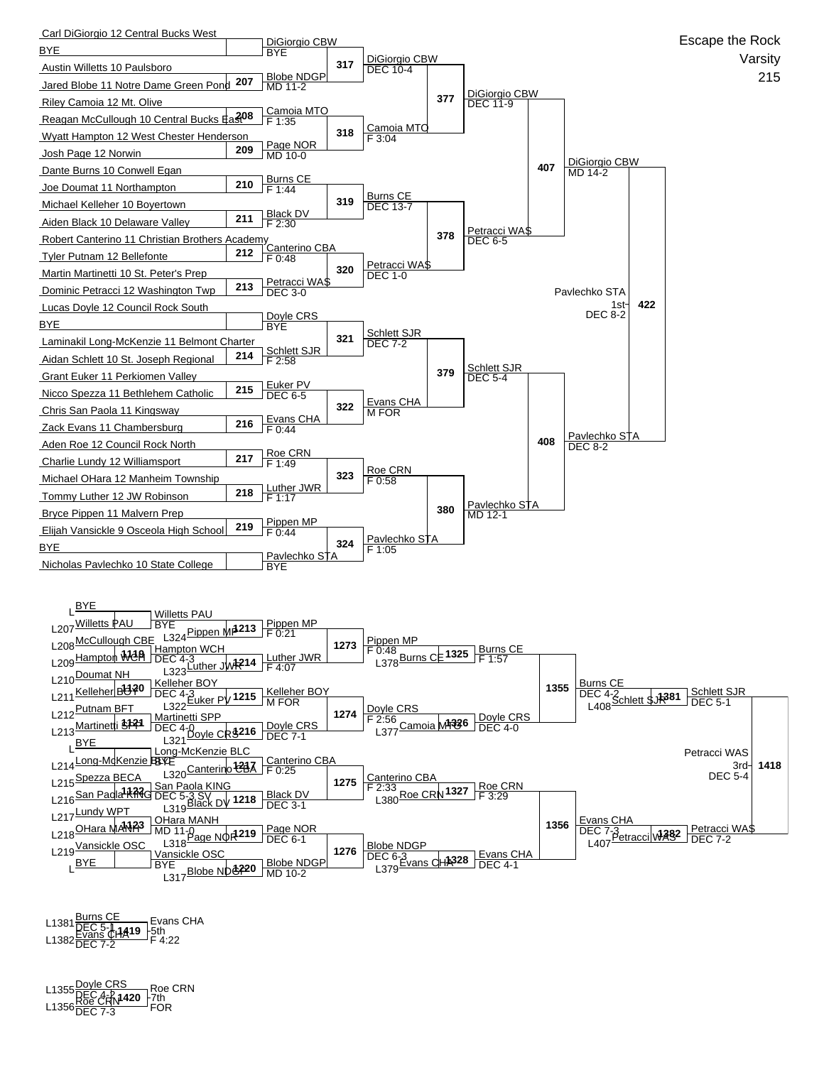# Escape the Rock

Varsity

215

## Championship Bracket

### First Round

| Bout | Wrestler 1 | Wrestler 2 | Winner | Result |
|---|---|---|---|---|
| | Carl DiGiorgio 12 Central Bucks West | BYE | DiGiorgio CBW | BYE |
| 207 | Austin Willetts 10 Paulsboro | Jared Blobe 11 Notre Dame Green Pond | Blobe NDGP | MD 11-2 |
| 208 | Riley Camoia 12 Mt. Olive | Reagan McCullough 10 Central Bucks East | Camoia MTO | F 1:35 |
| 209 | Wyatt Hampton 12 West Chester Henderson | Josh Page 12 Norwin | Page NOR | MD 10-0 |
| 210 | Dante Burns 10 Conwell Egan | Joe Doumat 11 Northampton | Burns CE | F 1:44 |
| 211 | Michael Kelleher 10 Boyertown | Aiden Black 10 Delaware Valley | Black DV | F 2:30 |
| 212 | Robert Canterino 11 Christian Brothers Academy | Tyler Putnam 12 Bellefonte | Canterino CBA | F 0:48 |
| 213 | Martin Martinetti 10 St. Peter's Prep | Dominic Petracci 12 Washington Twp | Petracci WAS | DEC 3-0 |
| | Lucas Doyle 12 Council Rock South | BYE | Doyle CRS | BYE |
| 214 | Laminakil Long-McKenzie 11 Belmont Charter | Aidan Schlett 10 St. Joseph Regional | Schlett SJR | F 2:58 |
| 215 | Grant Euker 11 Perkiomen Valley | Nicco Spezza 11 Bethlehem Catholic | Euker PV | DEC 6-5 |
| 216 | Chris San Paola 11 Kingsway | Zack Evans 11 Chambersburg | Evans CHA | F 0:44 |
| 217 | Aden Roe 12 Council Rock North | Charlie Lundy 12 Williamsport | Roe CRN | F 1:49 |
| 218 | Michael OHara 12 Manheim Township | Tommy Luther 12 JW Robinson | Luther JWR | F 1:17 |
| 219 | Bryce Pippen 11 Malvern Prep | Elijah Vansickle 9 Osceola High School | Pippen MP | F 0:44 |
| | BYE | Nicholas Pavlechko 10 State College | Pavlechko STA | BYE |

### Second Round

| Bout | Winner | Result |
|---|---|---|
| 317 | DiGiorgio CBW | DEC 10-4 |
| 318 | Camoia MTO | F 3:04 |
| 319 | Burns CE | DEC 13-7 |
| 320 | Petracci WAS | DEC 1-0 |
| 321 | Schlett SJR | DEC 7-2 |
| 322 | Evans CHA | M FOR |
| 323 | Roe CRN | F 0:58 |
| 324 | Pavlechko STA | F 1:05 |

### Quarterfinals

| Bout | Winner | Result |
|---|---|---|
| 377 | DiGiorgio CBW | DEC 11-9 |
| 378 | Petracci WAS | DEC 6-5 |
| 379 | Schlett SJR | DEC 5-4 |
| 380 | Pavlechko STA | MD 12-1 |

### Semifinals

| Bout | Winner | Result |
|---|---|---|
| 407 | DiGiorgio CBW | MD 14-2 |
| 408 | Pavlechko STA | DEC 8-2 |

### Final

| Bout | Winner | Result |
|---|---|---|
| 422 | Pavlechko STA 1st | DEC 8-2 |

## Consolation Bracket

### Consolation Round 1

| Bout | Wrestler 1 | Wrestler 2 | Winner | Result |
|---|---|---|---|---|
| | BYE | L207 Willetts PAU | Willetts PAU | BYE |
| 1119 | L208 McCullough CBE | L209 Hampton WCH | Hampton WCH | DEC 4-3 |
| 1120 | L210 Doumat NH | L211 Kelleher BOY | Kelleher BOY | DEC 4-3 |
| 1121 | L212 Putnam BFT | L213 Martinetti SPP | Martinetti SPP | DEC 4-0 |
| | BYE | L214 Long-McKenzie BLC | Long-McKenzie BLC | BYE |
| 1122 | L215 Spezza BECA | L216 San Paola KING | San Paola KING | DEC 5-3 SV |
| 1123 | L217 Lundy WPT | L218 OHara MANH | OHara MANH | MD 11-0 |
| | L219 Vansickle OSC | BYE | Vansickle OSC | BYE |

### Consolation Round 2

| Bout | Wrestler 1 | Wrestler 2 | Winner | Result |
|---|---|---|---|---|
| 1213 | Willetts PAU | L324 Pippen MP | Pippen MP | F 0:21 |
| 1214 | Hampton WCH | L323 Luther JWR | Luther JWR | F 4:07 |
| 1215 | Kelleher BOY | L322 Euker PV | Kelleher BOY | M FOR |
| 1216 | Martinetti SPP | L321 Doyle CRS | Doyle CRS | DEC 7-1 |
| 1217 | Long-McKenzie BLC | L320 Canterino CBA | Canterino CBA | F 0:25 |
| 1218 | San Paola KING | L319 Black DV | Black DV | DEC 3-1 |
| 1219 | OHara MANH | L318 Page NOR | Page NOR | DEC 6-1 |
| 1220 | Vansickle OSC | L317 Blobe NDGP | Blobe NDGP | MD 10-2 |

### Consolation Round 3

| Bout | Winner | Result |
|---|---|---|
| 1273 | Pippen MP | F 0:48 |
| 1274 | Doyle CRS | F 2:56 |
| 1275 | Canterino CBA | F 2:33 |
| 1276 | Blobe NDGP | DEC 6-3 |

### Consolation Round 4

| Bout | Wrestler 1 | Wrestler 2 | Winner | Result |
|---|---|---|---|---|
| 1325 | Pippen MP | L378 Burns CE | Burns CE | F 1:57 |
| 1326 | Doyle CRS | L377 Camoia MTO | Doyle CRS | DEC 4-0 |
| 1327 | Canterino CBA | L380 Roe CRN | Roe CRN | F 3:29 |
| 1328 | Blobe NDGP | L379 Evans CHA | Evans CHA | DEC 4-1 |

### Consolation Quarterfinals

| Bout | Winner | Result |
|---|---|---|
| 1355 | Burns CE | DEC 4-2 |
| 1356 | Evans CHA | DEC 7-3 |

### Consolation Semifinals

| Bout | Wrestler 1 | Wrestler 2 | Winner | Result |
|---|---|---|---|---|
| 1381 | Burns CE | L408 Schlett SJR | Schlett SJR | DEC 5-1 |
| 1382 | Evans CHA | L407 Petracci WAS | Petracci WAS | DEC 7-2 |

### 3rd Place

| Bout | Winner | Result |
|---|---|---|
| 1418 | Petracci WAS 3rd | DEC 5-4 |

### 5th Place

| Bout | Wrestler 1 | Wrestler 2 | Winner | Result |
|---|---|---|---|---|
| 1419 | L1381 Burns CE (DEC 5-1) | L1382 Evans CHA (DEC 7-2) | Evans CHA 5th | F 4:22 |

### 7th Place

| Bout | Wrestler 1 | Wrestler 2 | Winner | Result |
|---|---|---|---|---|
| 1420 | L1355 Doyle CRS (DEC 4-2) | L1356 Roe CRN (DEC 7-3) | Roe CRN 7th | FOR |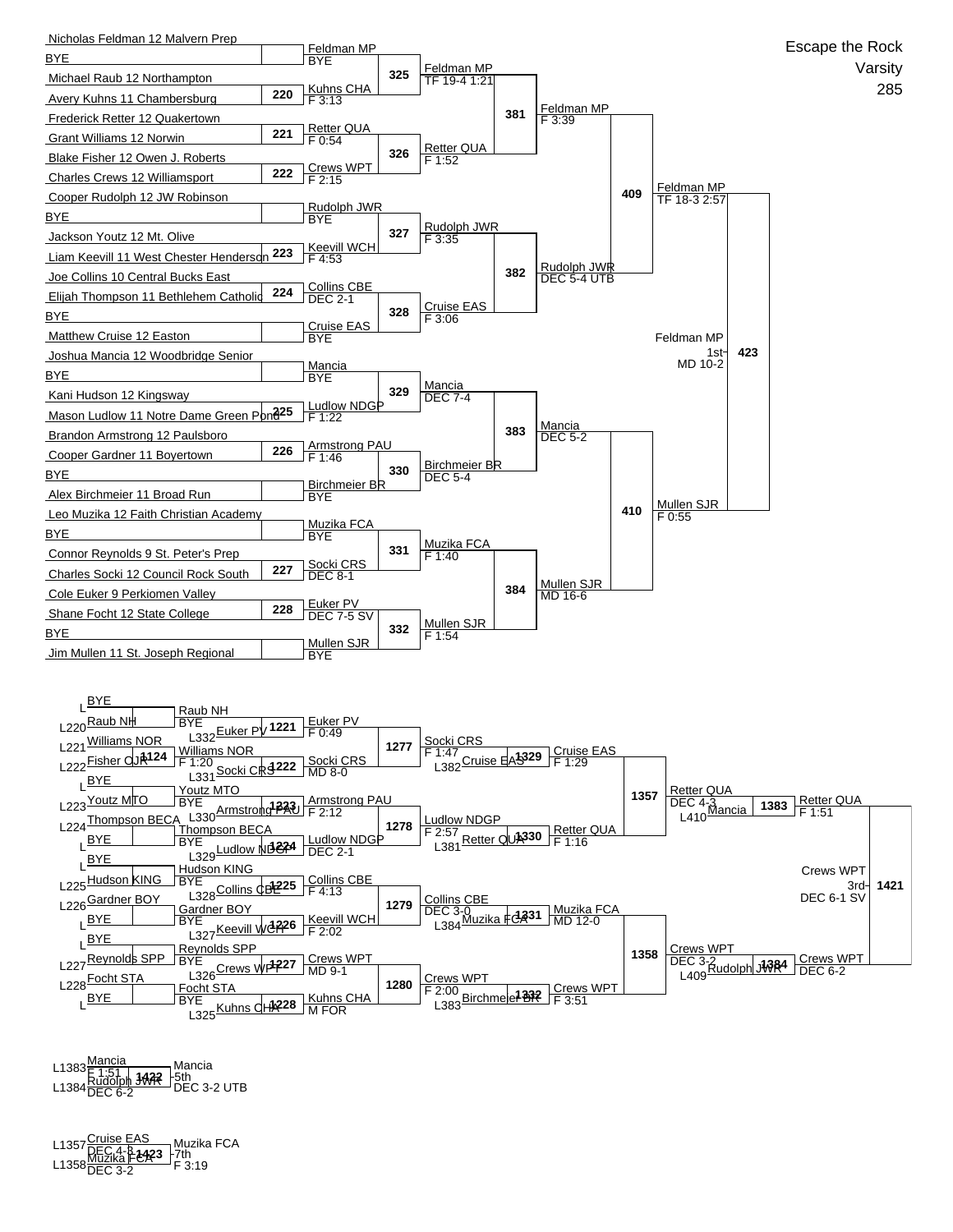Escape the Rock
Varsity
285

## Championship Bracket

Nicholas Feldman 12 Malvern Prep
BYE
Michael Raub 12 Northampton
Avery Kuhns 11 Chambersburg
Frederick Retter 12 Quakertown
Grant Williams 12 Norwin
Blake Fisher 12 Owen J. Roberts
Charles Crews 12 Williamsport
Cooper Rudolph 12 JW Robinson
BYE
Jackson Youtz 12 Mt. Olive
Liam Keevill 11 West Chester Henderson
Joe Collins 10 Central Bucks East
Elijah Thompson 11 Bethlehem Catholic
BYE
Matthew Cruise 12 Easton
Joshua Mancia 12 Woodbridge Senior
BYE
Kani Hudson 12 Kingsway
Mason Ludlow 11 Notre Dame Green Pond
Brandon Armstrong 12 Paulsboro
Cooper Gardner 11 Boyertown
BYE
Alex Birchmeier 11 Broad Run
Leo Muzika 12 Faith Christian Academy
BYE
Connor Reynolds 9 St. Peter's Prep
Charles Socki 12 Council Rock South
Cole Euker 9 Perkiomen Valley
Shane Focht 12 State College
BYE
Jim Mullen 11 St. Joseph Regional

Feldman MP BYE
220 Kuhns CHA F 3:13
221 Retter QUA F 0:54
222 Crews WPT F 2:15
Rudolph JWR BYE
223 Keevill WCH F 4:53
224 Collins CBE DEC 2-1
Cruise EAS BYE
Mancia BYE
225 Ludlow NDGP F 1:22
226 Armstrong PAU F 1:46
Birchmeier BR BYE
Muzika FCA BYE
227 Socki CRS DEC 8-1
228 Euker PV DEC 7-5 SV
Mullen SJR BYE

325 Feldman MP TF 19-4 1:21
326 Retter QUA F 1:52
327 Rudolph JWR F 3:35
328 Cruise EAS F 3:06
329 Mancia DEC 7-4
330 Birchmeier BR DEC 5-4
331 Muzika FCA F 1:40
332 Mullen SJR F 1:54

381 Feldman MP F 3:39
382 Rudolph JWR DEC 5-4 UTB
383 Mancia DEC 5-2
384 Mullen SJR MD 16-6

409 Feldman MP TF 18-3 2:57
410 Mullen SJR F 0:55

423 Feldman MP 1st MD 10-2

## Consolation Bracket

L BYE
L220 Raub NH
L221 Williams NOR
L222 Fisher OJR
L BYE
L223 Youtz MTO
L224 Thompson BECA
L BYE
L BYE
L225 Hudson KING
L226 Gardner BOY
L BYE
L BYE
L227 Reynolds SPP
L228 Focht STA
L BYE

Raub NH BYE
1124 Williams NOR F 1:20
Youtz MTO BYE
Thompson BECA BYE
Hudson KING BYE
Gardner BOY BYE
Reynolds SPP BYE
Focht STA BYE

1221 L332 Euker PV — Euker PV F 0:49
1222 L331 Socki CRS — Socki CRS MD 8-0
1223 L330 Armstrong PAU — Armstrong PAU F 2:12
1224 L329 Ludlow NDGP — Ludlow NDGP DEC 2-1
1225 L328 Collins CBE — Collins CBE F 4:13
1226 L327 Keevill WCH — Keevill WCH F 2:02
1227 L326 Crews WPT — Crews WPT MD 9-1
1228 L325 Kuhns CHA — Kuhns CHA M FOR

1277 Socki CRS F 1:47
1278 Ludlow NDGP F 2:57
1279 Collins CBE DEC 3-0
1280 Crews WPT F 2:00

1329 L382 Cruise EAS — Cruise EAS F 1:29
1330 L381 Retter QUA — Retter QUA F 1:16
1331 L384 Muzika FCA — Muzika FCA MD 12-0
1332 L383 Birchmeier BR — Crews WPT F 3:51

1357 Retter QUA DEC 4-3
1358 Crews WPT DEC 3-2

1383 L410 Mancia — Retter QUA F 1:51
1384 L409 Rudolph JWR — Crews WPT DEC 6-2

1421 Crews WPT 3rd DEC 6-1 SV

## Placement Matches

L1383 Mancia F 1:51
L1384 Rudolph JWR DEC 6-2
1422 Mancia 5th DEC 3-2 UTB

L1357 Cruise EAS DEC 4-3
L1358 Muzika FCA DEC 3-2
1423 Muzika FCA 7th F 3:19